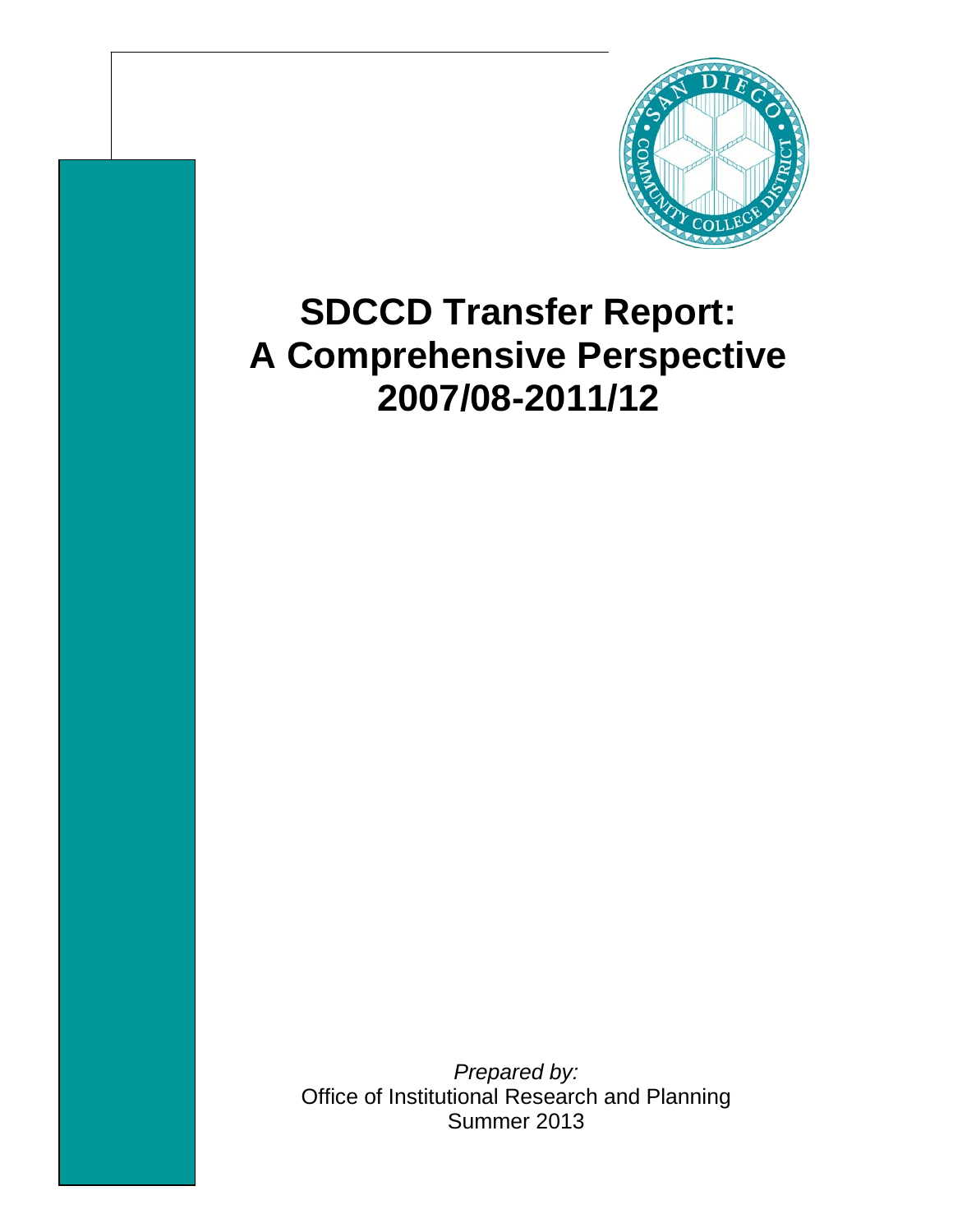# SDCCD Transfer Report: A Comprehensive Perspective 2007/08-2011/12

*Prepared by:*
Office of Institutional Research and Planning
Summer 2013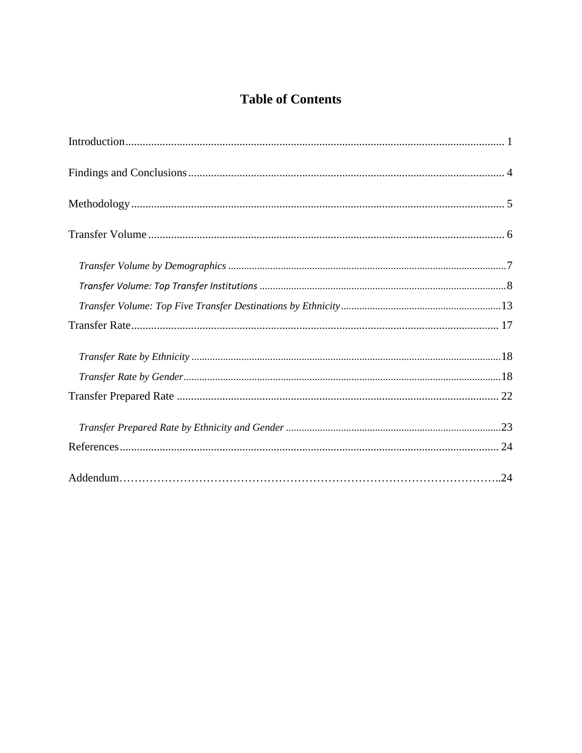# Table of Contents

Introduction ........................................................................................................................ 1

Findings and Conclusions ................................................................................................ 4

Methodology ...................................................................................................................... 5

Transfer Volume ................................................................................................................ 6

*Transfer Volume by Demographics* .......................................................................................... 7

*Transfer Volume: Top Transfer Institutions* ............................................................................. 8

*Transfer Volume: Top Five Transfer Destinations by Ethnicity* ............................................. 13

Transfer Rate ..................................................................................................................... 17

*Transfer Rate by Ethnicity* ...................................................................................................... 18

*Transfer Rate by Gender* .......................................................................................................... 18

Transfer Prepared Rate .................................................................................................... 22

*Transfer Prepared Rate by Ethnicity and Gender* ................................................................... 23

References .......................................................................................................................... 24

Addendum………………………………………………………………………………..24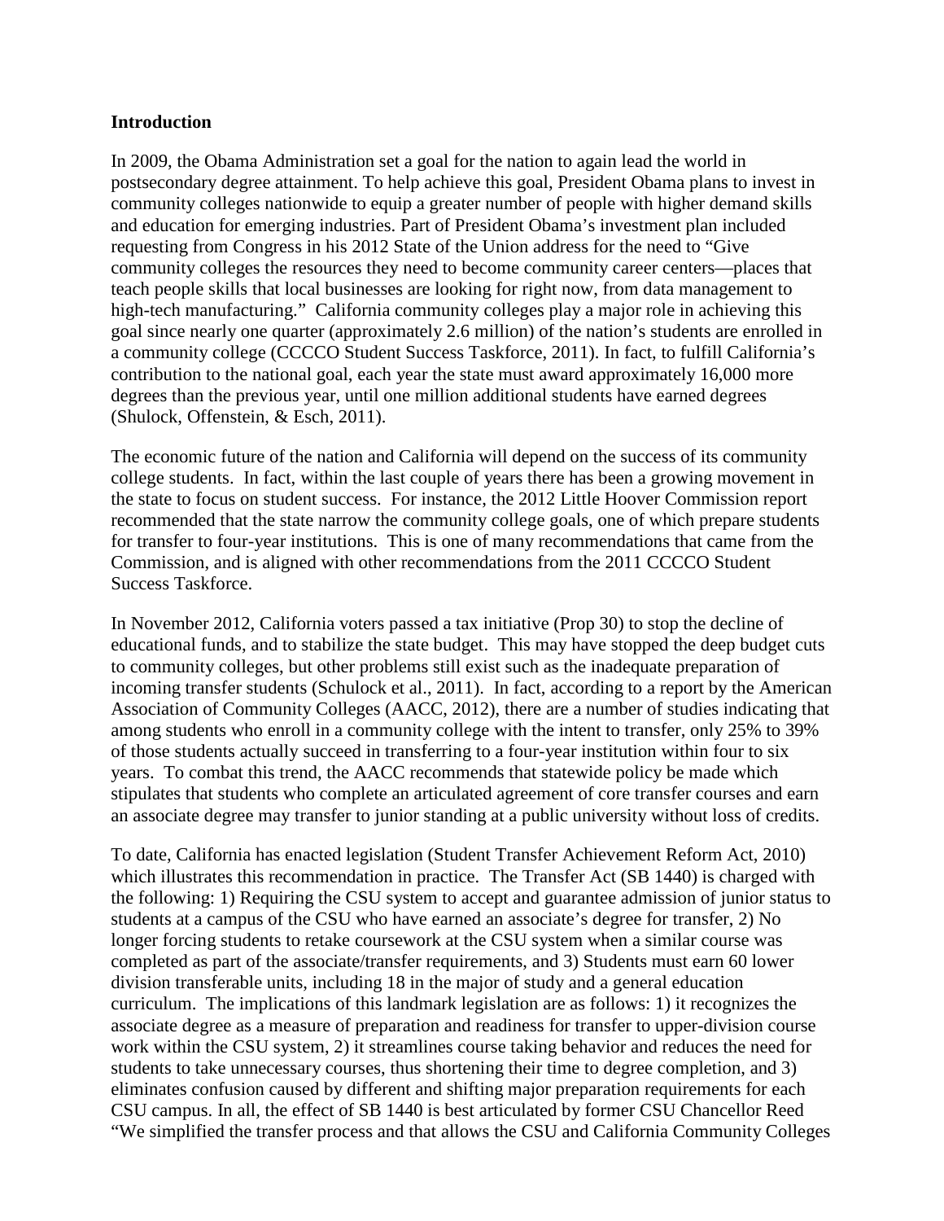**Introduction**

In 2009, the Obama Administration set a goal for the nation to again lead the world in postsecondary degree attainment. To help achieve this goal, President Obama plans to invest in community colleges nationwide to equip a greater number of people with higher demand skills and education for emerging industries. Part of President Obama's investment plan included requesting from Congress in his 2012 State of the Union address for the need to "Give community colleges the resources they need to become community career centers—places that teach people skills that local businesses are looking for right now, from data management to high-tech manufacturing." California community colleges play a major role in achieving this goal since nearly one quarter (approximately 2.6 million) of the nation's students are enrolled in a community college (CCCCO Student Success Taskforce, 2011). In fact, to fulfill California's contribution to the national goal, each year the state must award approximately 16,000 more degrees than the previous year, until one million additional students have earned degrees (Shulock, Offenstein, & Esch, 2011).

The economic future of the nation and California will depend on the success of its community college students. In fact, within the last couple of years there has been a growing movement in the state to focus on student success. For instance, the 2012 Little Hoover Commission report recommended that the state narrow the community college goals, one of which prepare students for transfer to four-year institutions. This is one of many recommendations that came from the Commission, and is aligned with other recommendations from the 2011 CCCCO Student Success Taskforce.

In November 2012, California voters passed a tax initiative (Prop 30) to stop the decline of educational funds, and to stabilize the state budget. This may have stopped the deep budget cuts to community colleges, but other problems still exist such as the inadequate preparation of incoming transfer students (Schulock et al., 2011). In fact, according to a report by the American Association of Community Colleges (AACC, 2012), there are a number of studies indicating that among students who enroll in a community college with the intent to transfer, only 25% to 39% of those students actually succeed in transferring to a four-year institution within four to six years. To combat this trend, the AACC recommends that statewide policy be made which stipulates that students who complete an articulated agreement of core transfer courses and earn an associate degree may transfer to junior standing at a public university without loss of credits.

To date, California has enacted legislation (Student Transfer Achievement Reform Act, 2010) which illustrates this recommendation in practice. The Transfer Act (SB 1440) is charged with the following: 1) Requiring the CSU system to accept and guarantee admission of junior status to students at a campus of the CSU who have earned an associate's degree for transfer, 2) No longer forcing students to retake coursework at the CSU system when a similar course was completed as part of the associate/transfer requirements, and 3) Students must earn 60 lower division transferable units, including 18 in the major of study and a general education curriculum. The implications of this landmark legislation are as follows: 1) it recognizes the associate degree as a measure of preparation and readiness for transfer to upper-division course work within the CSU system, 2) it streamlines course taking behavior and reduces the need for students to take unnecessary courses, thus shortening their time to degree completion, and 3) eliminates confusion caused by different and shifting major preparation requirements for each CSU campus. In all, the effect of SB 1440 is best articulated by former CSU Chancellor Reed "We simplified the transfer process and that allows the CSU and California Community Colleges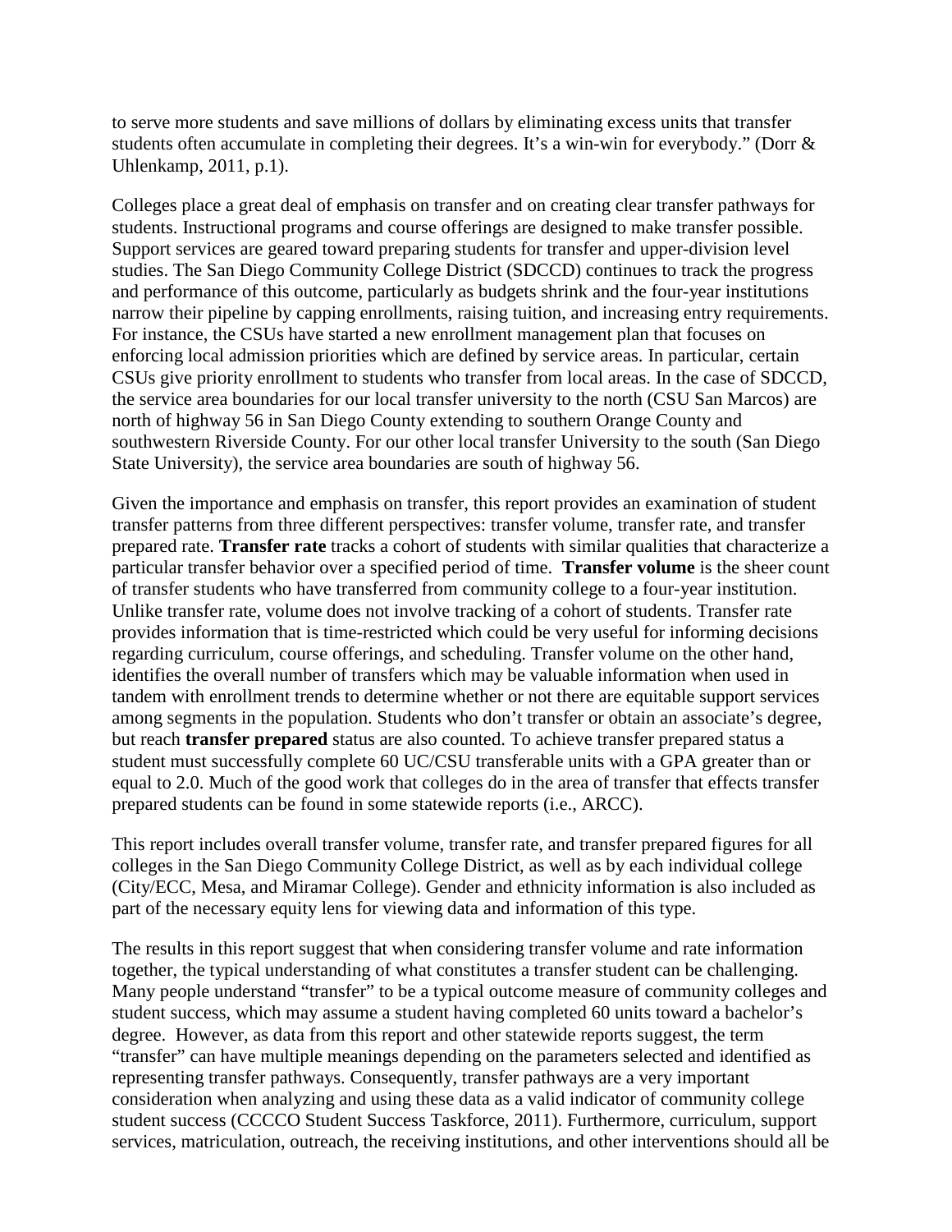to serve more students and save millions of dollars by eliminating excess units that transfer students often accumulate in completing their degrees. It's a win-win for everybody." (Dorr & Uhlenkamp, 2011, p.1).

Colleges place a great deal of emphasis on transfer and on creating clear transfer pathways for students. Instructional programs and course offerings are designed to make transfer possible. Support services are geared toward preparing students for transfer and upper-division level studies. The San Diego Community College District (SDCCD) continues to track the progress and performance of this outcome, particularly as budgets shrink and the four-year institutions narrow their pipeline by capping enrollments, raising tuition, and increasing entry requirements. For instance, the CSUs have started a new enrollment management plan that focuses on enforcing local admission priorities which are defined by service areas. In particular, certain CSUs give priority enrollment to students who transfer from local areas. In the case of SDCCD, the service area boundaries for our local transfer university to the north (CSU San Marcos) are north of highway 56 in San Diego County extending to southern Orange County and southwestern Riverside County. For our other local transfer University to the south (San Diego State University), the service area boundaries are south of highway 56.

Given the importance and emphasis on transfer, this report provides an examination of student transfer patterns from three different perspectives: transfer volume, transfer rate, and transfer prepared rate. **Transfer rate** tracks a cohort of students with similar qualities that characterize a particular transfer behavior over a specified period of time. **Transfer volume** is the sheer count of transfer students who have transferred from community college to a four-year institution. Unlike transfer rate, volume does not involve tracking of a cohort of students. Transfer rate provides information that is time-restricted which could be very useful for informing decisions regarding curriculum, course offerings, and scheduling. Transfer volume on the other hand, identifies the overall number of transfers which may be valuable information when used in tandem with enrollment trends to determine whether or not there are equitable support services among segments in the population. Students who don't transfer or obtain an associate's degree, but reach **transfer prepared** status are also counted. To achieve transfer prepared status a student must successfully complete 60 UC/CSU transferable units with a GPA greater than or equal to 2.0. Much of the good work that colleges do in the area of transfer that effects transfer prepared students can be found in some statewide reports (i.e., ARCC).

This report includes overall transfer volume, transfer rate, and transfer prepared figures for all colleges in the San Diego Community College District, as well as by each individual college (City/ECC, Mesa, and Miramar College). Gender and ethnicity information is also included as part of the necessary equity lens for viewing data and information of this type.

The results in this report suggest that when considering transfer volume and rate information together, the typical understanding of what constitutes a transfer student can be challenging. Many people understand "transfer" to be a typical outcome measure of community colleges and student success, which may assume a student having completed 60 units toward a bachelor's degree. However, as data from this report and other statewide reports suggest, the term "transfer" can have multiple meanings depending on the parameters selected and identified as representing transfer pathways. Consequently, transfer pathways are a very important consideration when analyzing and using these data as a valid indicator of community college student success (CCCCO Student Success Taskforce, 2011). Furthermore, curriculum, support services, matriculation, outreach, the receiving institutions, and other interventions should all be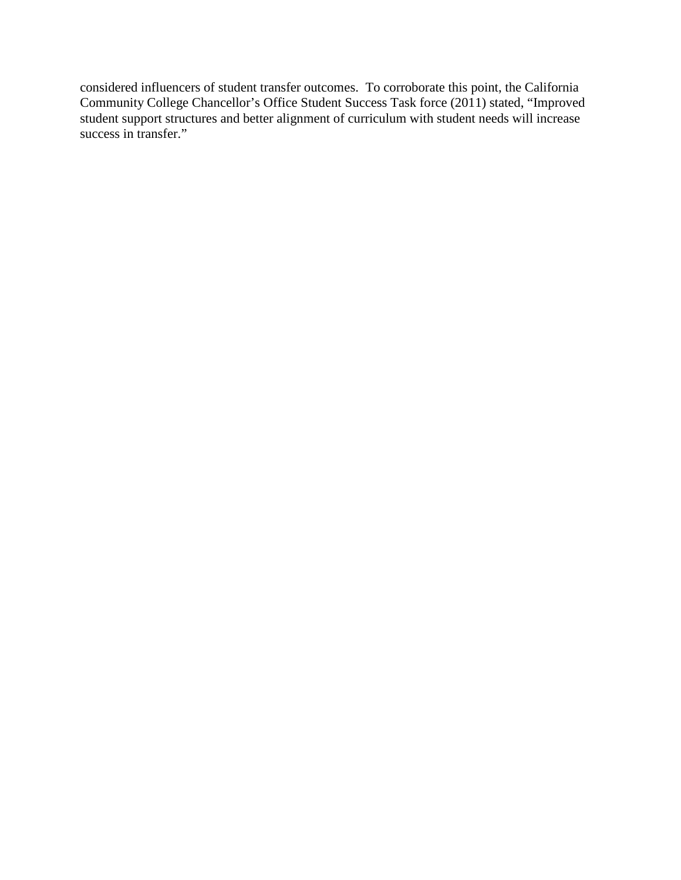considered influencers of student transfer outcomes. To corroborate this point, the California Community College Chancellor's Office Student Success Task force (2011) stated, "Improved student support structures and better alignment of curriculum with student needs will increase success in transfer."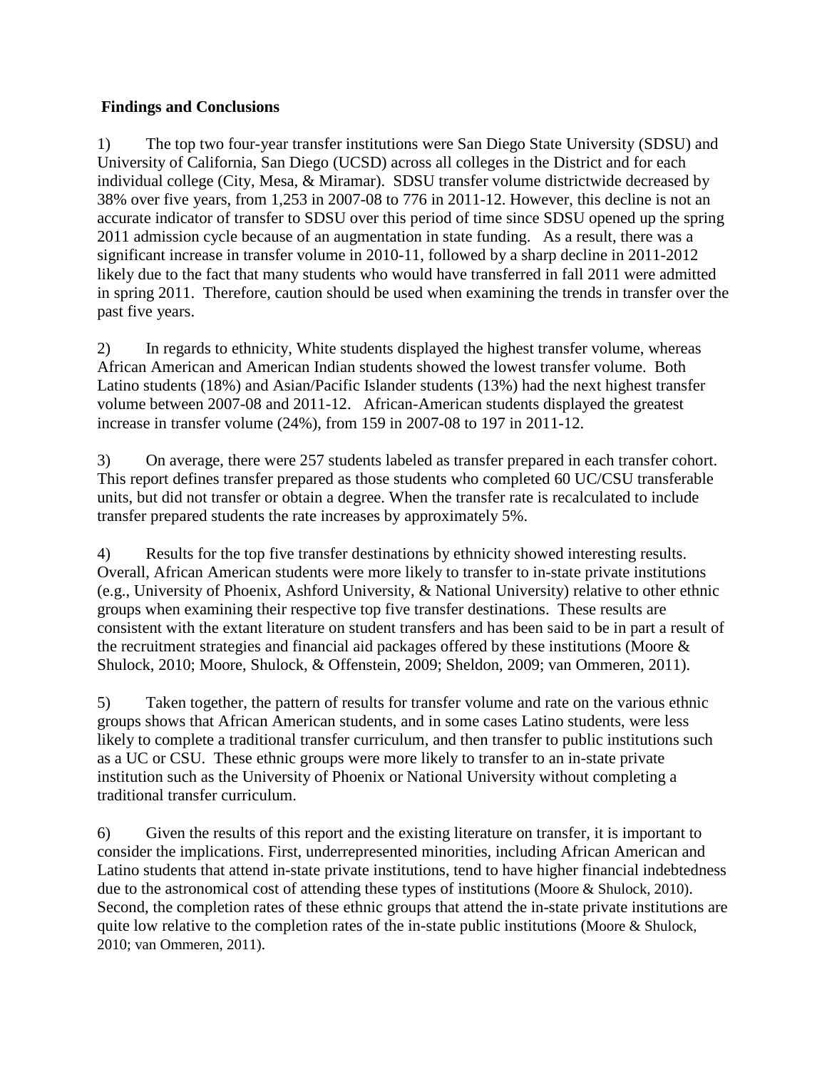**Findings and Conclusions**

1) The top two four-year transfer institutions were San Diego State University (SDSU) and University of California, San Diego (UCSD) across all colleges in the District and for each individual college (City, Mesa, & Miramar). SDSU transfer volume districtwide decreased by 38% over five years, from 1,253 in 2007-08 to 776 in 2011-12. However, this decline is not an accurate indicator of transfer to SDSU over this period of time since SDSU opened up the spring 2011 admission cycle because of an augmentation in state funding. As a result, there was a significant increase in transfer volume in 2010-11, followed by a sharp decline in 2011-2012 likely due to the fact that many students who would have transferred in fall 2011 were admitted in spring 2011. Therefore, caution should be used when examining the trends in transfer over the past five years.

2) In regards to ethnicity, White students displayed the highest transfer volume, whereas African American and American Indian students showed the lowest transfer volume. Both Latino students (18%) and Asian/Pacific Islander students (13%) had the next highest transfer volume between 2007-08 and 2011-12. African-American students displayed the greatest increase in transfer volume (24%), from 159 in 2007-08 to 197 in 2011-12.

3) On average, there were 257 students labeled as transfer prepared in each transfer cohort. This report defines transfer prepared as those students who completed 60 UC/CSU transferable units, but did not transfer or obtain a degree. When the transfer rate is recalculated to include transfer prepared students the rate increases by approximately 5%.

4) Results for the top five transfer destinations by ethnicity showed interesting results. Overall, African American students were more likely to transfer to in-state private institutions (e.g., University of Phoenix, Ashford University, & National University) relative to other ethnic groups when examining their respective top five transfer destinations. These results are consistent with the extant literature on student transfers and has been said to be in part a result of the recruitment strategies and financial aid packages offered by these institutions (Moore & Shulock, 2010; Moore, Shulock, & Offenstein, 2009; Sheldon, 2009; van Ommeren, 2011).

5) Taken together, the pattern of results for transfer volume and rate on the various ethnic groups shows that African American students, and in some cases Latino students, were less likely to complete a traditional transfer curriculum, and then transfer to public institutions such as a UC or CSU. These ethnic groups were more likely to transfer to an in-state private institution such as the University of Phoenix or National University without completing a traditional transfer curriculum.

6) Given the results of this report and the existing literature on transfer, it is important to consider the implications. First, underrepresented minorities, including African American and Latino students that attend in-state private institutions, tend to have higher financial indebtedness due to the astronomical cost of attending these types of institutions (Moore & Shulock, 2010). Second, the completion rates of these ethnic groups that attend the in-state private institutions are quite low relative to the completion rates of the in-state public institutions (Moore & Shulock, 2010; van Ommeren, 2011).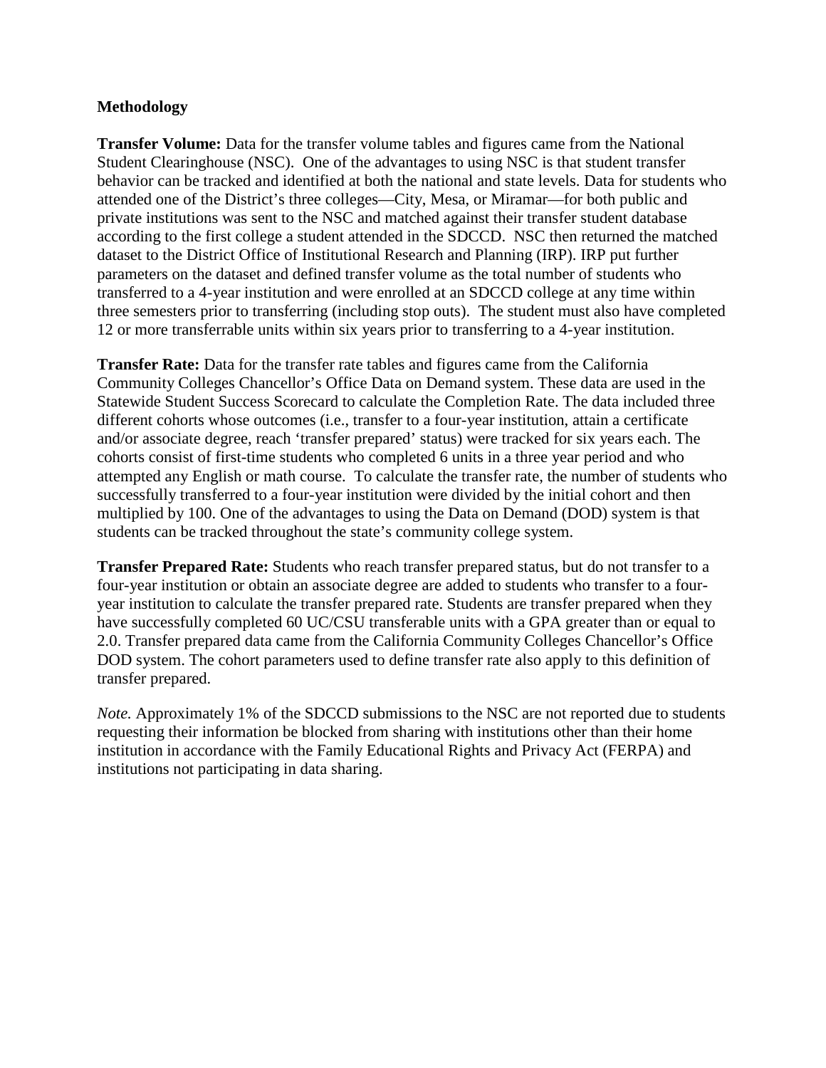**Methodology**

**Transfer Volume:** Data for the transfer volume tables and figures came from the National Student Clearinghouse (NSC). One of the advantages to using NSC is that student transfer behavior can be tracked and identified at both the national and state levels. Data for students who attended one of the District's three colleges—City, Mesa, or Miramar—for both public and private institutions was sent to the NSC and matched against their transfer student database according to the first college a student attended in the SDCCD. NSC then returned the matched dataset to the District Office of Institutional Research and Planning (IRP). IRP put further parameters on the dataset and defined transfer volume as the total number of students who transferred to a 4-year institution and were enrolled at an SDCCD college at any time within three semesters prior to transferring (including stop outs). The student must also have completed 12 or more transferrable units within six years prior to transferring to a 4-year institution.

**Transfer Rate:** Data for the transfer rate tables and figures came from the California Community Colleges Chancellor's Office Data on Demand system. These data are used in the Statewide Student Success Scorecard to calculate the Completion Rate. The data included three different cohorts whose outcomes (i.e., transfer to a four-year institution, attain a certificate and/or associate degree, reach 'transfer prepared' status) were tracked for six years each. The cohorts consist of first-time students who completed 6 units in a three year period and who attempted any English or math course. To calculate the transfer rate, the number of students who successfully transferred to a four-year institution were divided by the initial cohort and then multiplied by 100. One of the advantages to using the Data on Demand (DOD) system is that students can be tracked throughout the state's community college system.

**Transfer Prepared Rate:** Students who reach transfer prepared status, but do not transfer to a four-year institution or obtain an associate degree are added to students who transfer to a four-year institution to calculate the transfer prepared rate. Students are transfer prepared when they have successfully completed 60 UC/CSU transferable units with a GPA greater than or equal to 2.0. Transfer prepared data came from the California Community Colleges Chancellor's Office DOD system. The cohort parameters used to define transfer rate also apply to this definition of transfer prepared.

*Note.* Approximately 1% of the SDCCD submissions to the NSC are not reported due to students requesting their information be blocked from sharing with institutions other than their home institution in accordance with the Family Educational Rights and Privacy Act (FERPA) and institutions not participating in data sharing.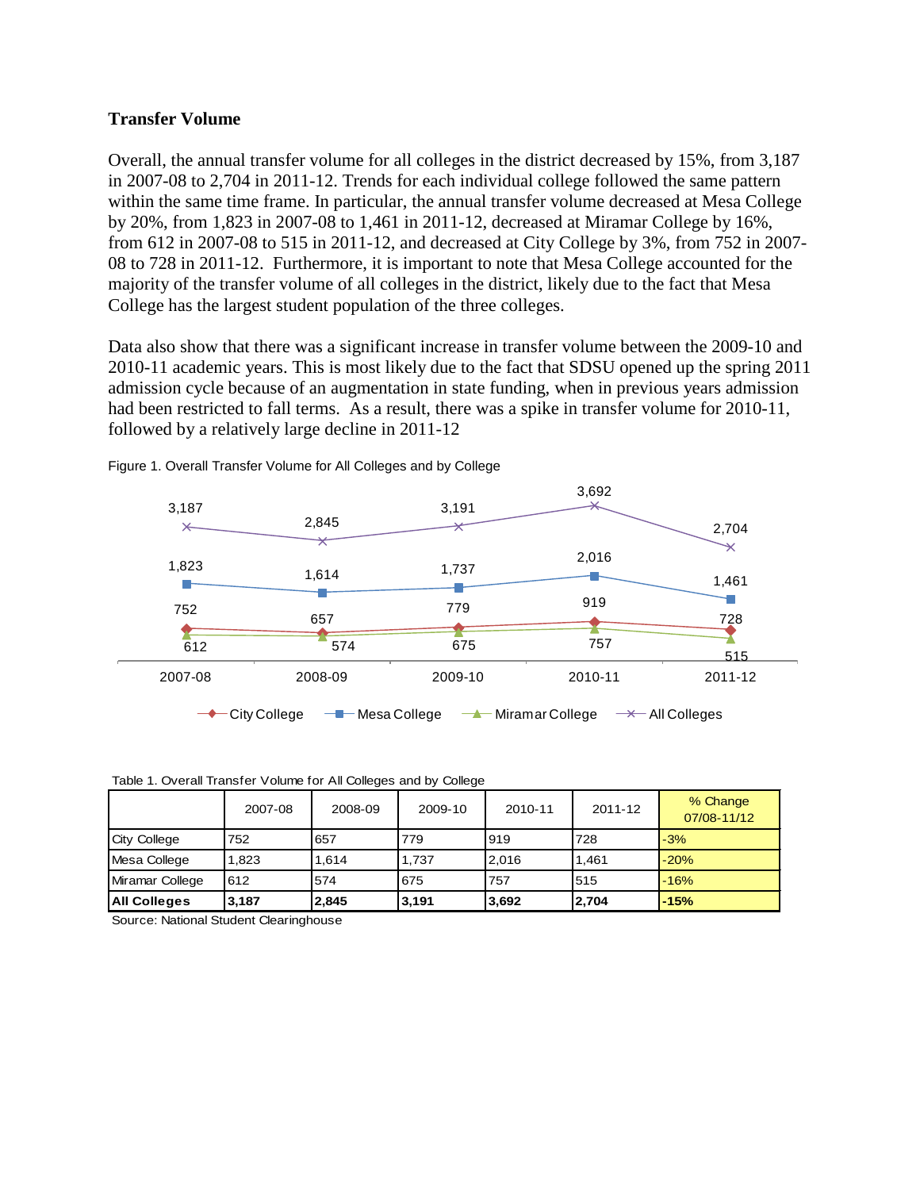## Transfer Volume

Overall, the annual transfer volume for all colleges in the district decreased by 15%, from 3,187 in 2007-08 to 2,704 in 2011-12. Trends for each individual college followed the same pattern within the same time frame. In particular, the annual transfer volume decreased at Mesa College by 20%, from 1,823 in 2007-08 to 1,461 in 2011-12, decreased at Miramar College by 16%, from 612 in 2007-08 to 515 in 2011-12, and decreased at City College by 3%, from 752 in 2007-08 to 728 in 2011-12. Furthermore, it is important to note that Mesa College accounted for the majority of the transfer volume of all colleges in the district, likely due to the fact that Mesa College has the largest student population of the three colleges.

Data also show that there was a significant increase in transfer volume between the 2009-10 and 2010-11 academic years. This is most likely due to the fact that SDSU opened up the spring 2011 admission cycle because of an augmentation in state funding, when in previous years admission had been restricted to fall terms. As a result, there was a spike in transfer volume for 2010-11, followed by a relatively large decline in 2011-12

Figure 1. Overall Transfer Volume for All Colleges and by College

3,187
2,845
3,191
3,692
2,704
1,823
1,614
1,737
2,016
1,461
752
657
779
919
728
612
574
675
757
515

2007-08
2008-09
2009-10
2010-11
2011-12

City College
Mesa College
Miramar College
All Colleges

Table 1. Overall Transfer Volume for All Colleges and by College

| | 2007-08 | 2008-09 | 2009-10 | 2010-11 | 2011-12 | % Change 07/08-11/12 |
|---|---|---|---|---|---|---|
| City College | 752 | 657 | 779 | 919 | 728 | -3% |
| Mesa College | 1,823 | 1,614 | 1,737 | 2,016 | 1,461 | -20% |
| Miramar College | 612 | 574 | 675 | 757 | 515 | -16% |
| **All Colleges** | **3,187** | **2,845** | **3,191** | **3,692** | **2,704** | **-15%** |

Source: National Student Clearinghouse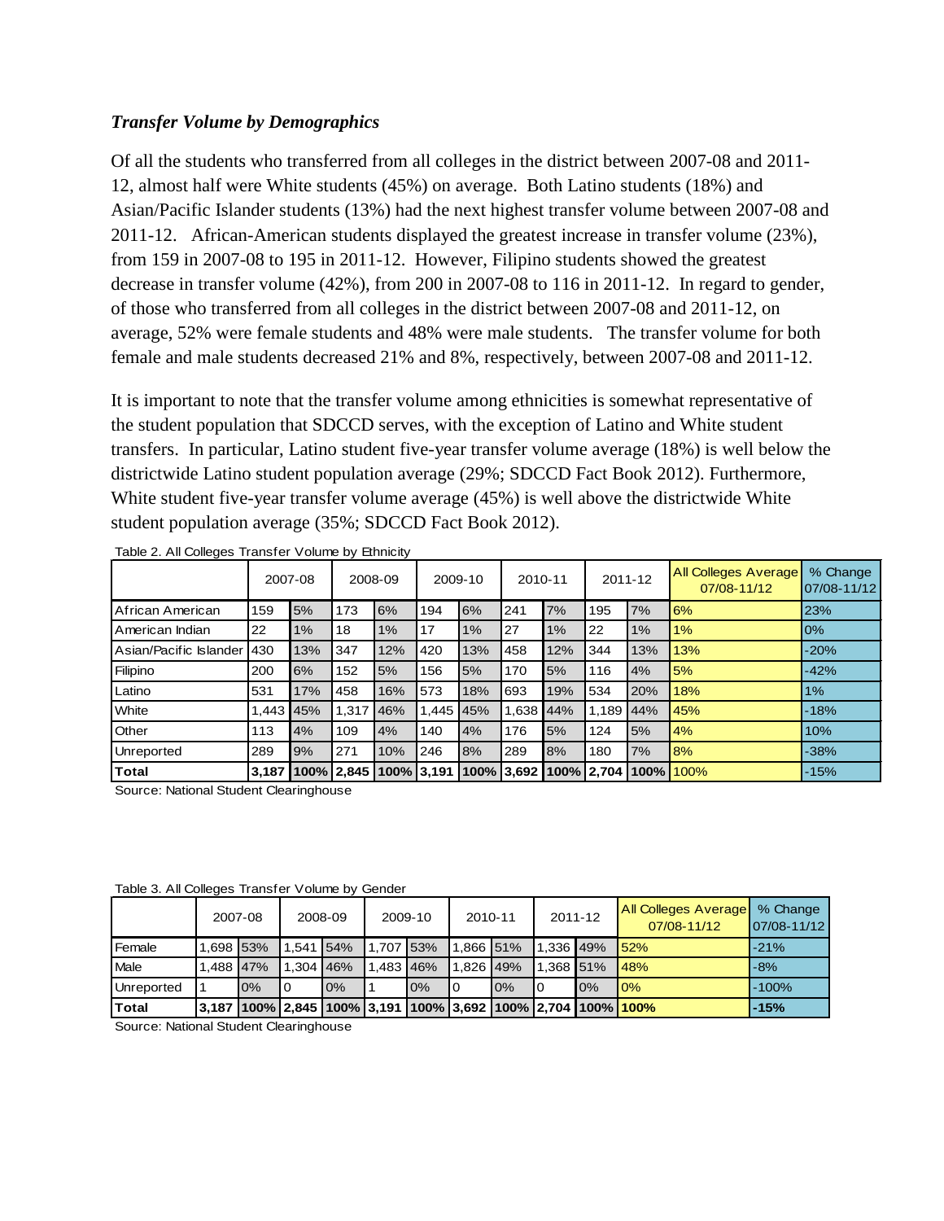### *Transfer Volume by Demographics*

Of all the students who transferred from all colleges in the district between 2007-08 and 2011-12, almost half were White students (45%) on average. Both Latino students (18%) and Asian/Pacific Islander students (13%) had the next highest transfer volume between 2007-08 and 2011-12. African-American students displayed the greatest increase in transfer volume (23%), from 159 in 2007-08 to 195 in 2011-12. However, Filipino students showed the greatest decrease in transfer volume (42%), from 200 in 2007-08 to 116 in 2011-12. In regard to gender, of those who transferred from all colleges in the district between 2007-08 and 2011-12, on average, 52% were female students and 48% were male students. The transfer volume for both female and male students decreased 21% and 8%, respectively, between 2007-08 and 2011-12.

It is important to note that the transfer volume among ethnicities is somewhat representative of the student population that SDCCD serves, with the exception of Latino and White student transfers. In particular, Latino student five-year transfer volume average (18%) is well below the districtwide Latino student population average (29%; SDCCD Fact Book 2012). Furthermore, White student five-year transfer volume average (45%) is well above the districtwide White student population average (35%; SDCCD Fact Book 2012).

Table 2. All Colleges Transfer Volume by Ethnicity

| | 2007-08 | | 2008-09 | | 2009-10 | | 2010-11 | | 2011-12 | | All Colleges Average 07/08-11/12 | % Change 07/08-11/12 |
|---|---|---|---|---|---|---|---|---|---|---|---|---|
| African American | 159 | 5% | 173 | 6% | 194 | 6% | 241 | 7% | 195 | 7% | 6% | 23% |
| American Indian | 22 | 1% | 18 | 1% | 17 | 1% | 27 | 1% | 22 | 1% | 1% | 0% |
| Asian/Pacific Islander | 430 | 13% | 347 | 12% | 420 | 13% | 458 | 12% | 344 | 13% | 13% | -20% |
| Filipino | 200 | 6% | 152 | 5% | 156 | 5% | 170 | 5% | 116 | 4% | 5% | -42% |
| Latino | 531 | 17% | 458 | 16% | 573 | 18% | 693 | 19% | 534 | 20% | 18% | 1% |
| White | 1,443 | 45% | 1,317 | 46% | 1,445 | 45% | 1,638 | 44% | 1,189 | 44% | 45% | -18% |
| Other | 113 | 4% | 109 | 4% | 140 | 4% | 176 | 5% | 124 | 5% | 4% | 10% |
| Unreported | 289 | 9% | 271 | 10% | 246 | 8% | 289 | 8% | 180 | 7% | 8% | -38% |
| **Total** | **3,187** | **100%** | **2,845** | **100%** | **3,191** | **100%** | **3,692** | **100%** | **2,704** | **100%** | 100% | -15% |

Source: National Student Clearinghouse

Table 3. All Colleges Transfer Volume by Gender

| | 2007-08 | | 2008-09 | | 2009-10 | | 2010-11 | | 2011-12 | | All Colleges Average 07/08-11/12 | % Change 07/08-11/12 |
|---|---|---|---|---|---|---|---|---|---|---|---|---|
| Female | 1,698 | 53% | 1,541 | 54% | 1,707 | 53% | 1,866 | 51% | 1,336 | 49% | 52% | -21% |
| Male | 1,488 | 47% | 1,304 | 46% | 1,483 | 46% | 1,826 | 49% | 1,368 | 51% | 48% | -8% |
| Unreported | 1 | 0% | 0 | 0% | 1 | 0% | 0 | 0% | 0 | 0% | 0% | -100% |
| **Total** | **3,187** | **100%** | **2,845** | **100%** | **3,191** | **100%** | **3,692** | **100%** | **2,704** | **100%** | **100%** | **-15%** |

Source: National Student Clearinghouse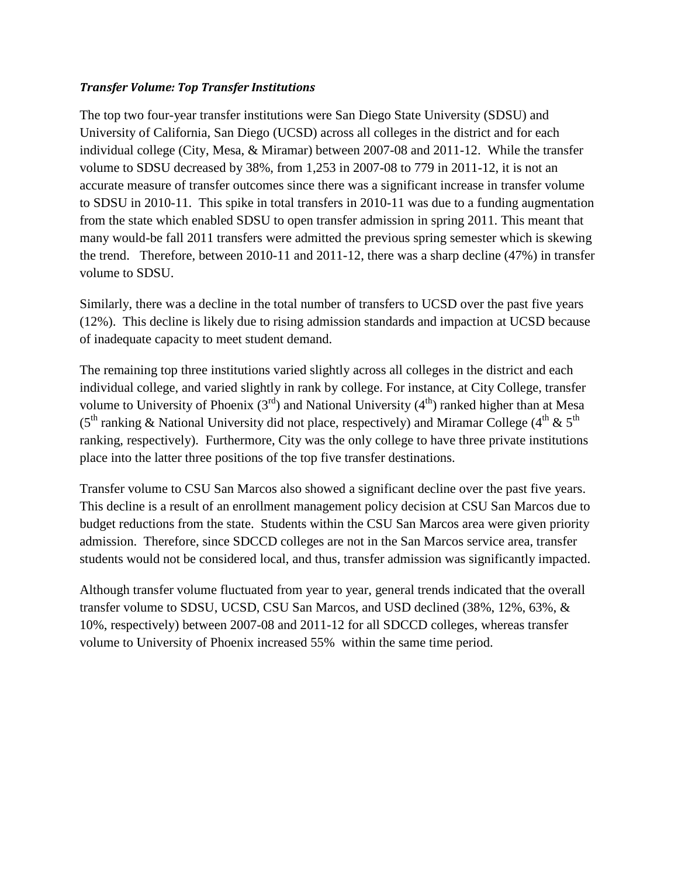***Transfer Volume: Top Transfer Institutions***

The top two four-year transfer institutions were San Diego State University (SDSU) and University of California, San Diego (UCSD) across all colleges in the district and for each individual college (City, Mesa, & Miramar) between 2007-08 and 2011-12. While the transfer volume to SDSU decreased by 38%, from 1,253 in 2007-08 to 779 in 2011-12, it is not an accurate measure of transfer outcomes since there was a significant increase in transfer volume to SDSU in 2010-11. This spike in total transfers in 2010-11 was due to a funding augmentation from the state which enabled SDSU to open transfer admission in spring 2011. This meant that many would-be fall 2011 transfers were admitted the previous spring semester which is skewing the trend. Therefore, between 2010-11 and 2011-12, there was a sharp decline (47%) in transfer volume to SDSU.

Similarly, there was a decline in the total number of transfers to UCSD over the past five years (12%). This decline is likely due to rising admission standards and impaction at UCSD because of inadequate capacity to meet student demand.

The remaining top three institutions varied slightly across all colleges in the district and each individual college, and varied slightly in rank by college. For instance, at City College, transfer volume to University of Phoenix (3rd) and National University (4th) ranked higher than at Mesa (5th ranking & National University did not place, respectively) and Miramar College (4th & 5th ranking, respectively). Furthermore, City was the only college to have three private institutions place into the latter three positions of the top five transfer destinations.

Transfer volume to CSU San Marcos also showed a significant decline over the past five years. This decline is a result of an enrollment management policy decision at CSU San Marcos due to budget reductions from the state. Students within the CSU San Marcos area were given priority admission. Therefore, since SDCCD colleges are not in the San Marcos service area, transfer students would not be considered local, and thus, transfer admission was significantly impacted.

Although transfer volume fluctuated from year to year, general trends indicated that the overall transfer volume to SDSU, UCSD, CSU San Marcos, and USD declined (38%, 12%, 63%, & 10%, respectively) between 2007-08 and 2011-12 for all SDCCD colleges, whereas transfer volume to University of Phoenix increased 55% within the same time period.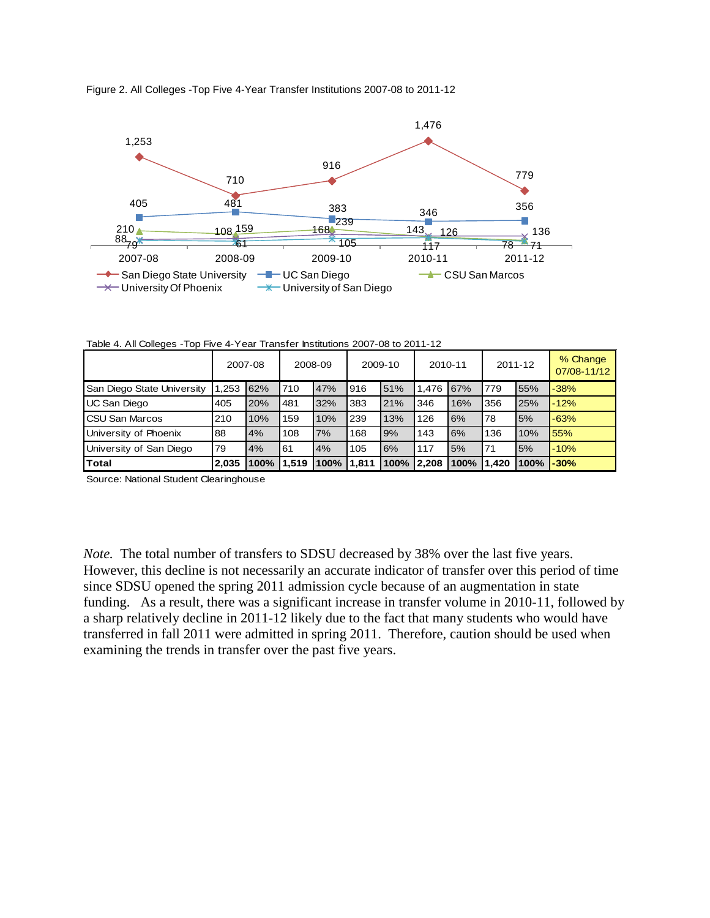Figure 2. All Colleges -Top Five 4-Year Transfer Institutions 2007-08 to 2011-12

1,253
710
916
1,476
779
405
481
383
346
356
210
88
79
108
159
61
168
239
105
143
126
117
136
78
71

2007-08
2008-09
2009-10
2010-11
2011-12

San Diego State University
UC San Diego
CSU San Marcos
University Of Phoenix
University of San Diego

Table 4. All Colleges -Top Five 4-Year Transfer Institutions 2007-08 to 2011-12

| | 2007-08 | | 2008-09 | | 2009-10 | | 2010-11 | | 2011-12 | | % Change 07/08-11/12 |
|---|---|---|---|---|---|---|---|---|---|---|---|
| San Diego State University | 1,253 | 62% | 710 | 47% | 916 | 51% | 1,476 | 67% | 779 | 55% | -38% |
| UC San Diego | 405 | 20% | 481 | 32% | 383 | 21% | 346 | 16% | 356 | 25% | -12% |
| CSU San Marcos | 210 | 10% | 159 | 10% | 239 | 13% | 126 | 6% | 78 | 5% | -63% |
| University of Phoenix | 88 | 4% | 108 | 7% | 168 | 9% | 143 | 6% | 136 | 10% | 55% |
| University of San Diego | 79 | 4% | 61 | 4% | 105 | 6% | 117 | 5% | 71 | 5% | -10% |
| **Total** | **2,035** | **100%** | **1,519** | **100%** | **1,811** | **100%** | **2,208** | **100%** | **1,420** | **100%** | **-30%** |

Source: National Student Clearinghouse

*Note.* The total number of transfers to SDSU decreased by 38% over the last five years. However, this decline is not necessarily an accurate indicator of transfer over this period of time since SDSU opened the spring 2011 admission cycle because of an augmentation in state funding. As a result, there was a significant increase in transfer volume in 2010-11, followed by a sharp relatively decline in 2011-12 likely due to the fact that many students who would have transferred in fall 2011 were admitted in spring 2011. Therefore, caution should be used when examining the trends in transfer over the past five years.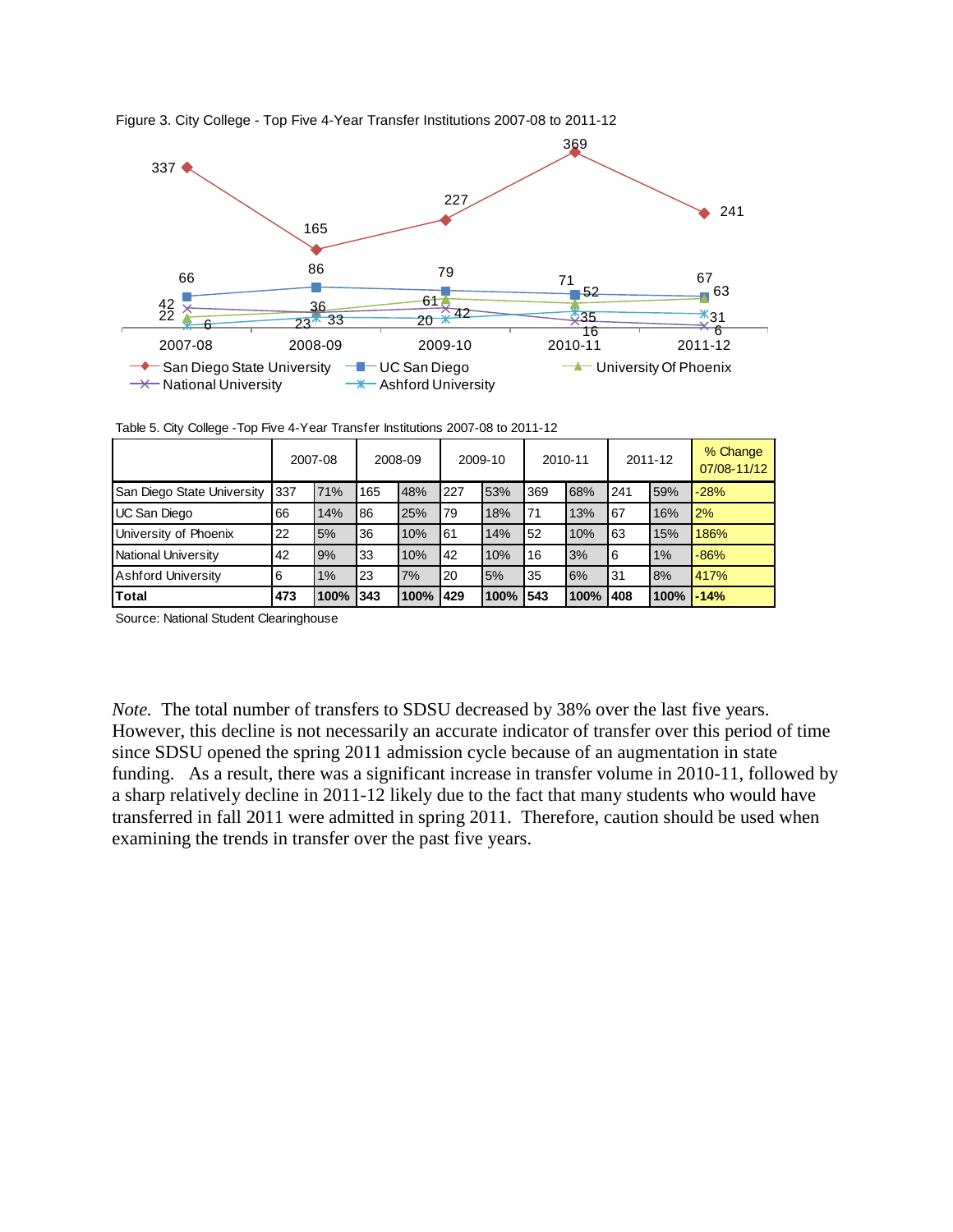Figure 3. City College - Top Five 4-Year Transfer Institutions 2007-08 to 2011-12

337
165
227
369
241
66
86
79
71
67
42
22
6
36
23
33
61
20
42
52
35
16
63
31
6

2007-08
2008-09
2009-10
2010-11
2011-12

San Diego State University
UC San Diego
University Of Phoenix
National University
Ashford University

Table 5. City College -Top Five 4-Year Transfer Institutions 2007-08 to 2011-12

| | 2007-08 | | 2008-09 | | 2009-10 | | 2010-11 | | 2011-12 | | % Change 07/08-11/12 |
|---|---|---|---|---|---|---|---|---|---|---|---|
| San Diego State University | 337 | 71% | 165 | 48% | 227 | 53% | 369 | 68% | 241 | 59% | -28% |
| UC San Diego | 66 | 14% | 86 | 25% | 79 | 18% | 71 | 13% | 67 | 16% | 2% |
| University of Phoenix | 22 | 5% | 36 | 10% | 61 | 14% | 52 | 10% | 63 | 15% | 186% |
| National University | 42 | 9% | 33 | 10% | 42 | 10% | 16 | 3% | 6 | 1% | -86% |
| Ashford University | 6 | 1% | 23 | 7% | 20 | 5% | 35 | 6% | 31 | 8% | 417% |
| **Total** | **473** | **100%** | **343** | **100%** | **429** | **100%** | **543** | **100%** | **408** | **100%** | **-14%** |

Source: National Student Clearinghouse

*Note.* The total number of transfers to SDSU decreased by 38% over the last five years. However, this decline is not necessarily an accurate indicator of transfer over this period of time since SDSU opened the spring 2011 admission cycle because of an augmentation in state funding. As a result, there was a significant increase in transfer volume in 2010-11, followed by a sharp relatively decline in 2011-12 likely due to the fact that many students who would have transferred in fall 2011 were admitted in spring 2011. Therefore, caution should be used when examining the trends in transfer over the past five years.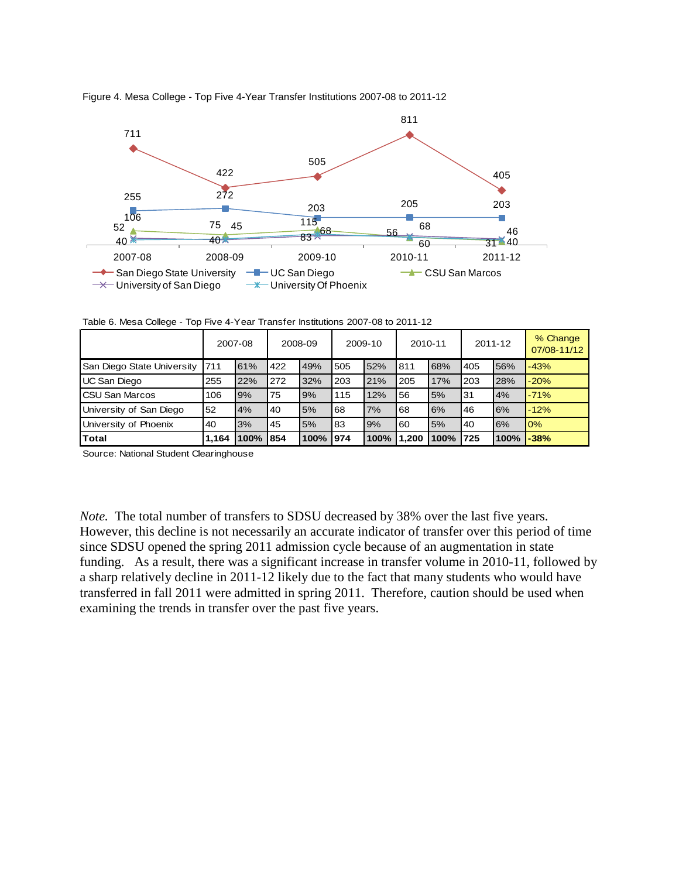Figure 4. Mesa College - Top Five 4-Year Transfer Institutions 2007-08 to 2011-12

711
422
505
811
405
255
272
203
205
203
106
52
40
75
45
40
115
83
68
56
68
60
46
31
40

2007-08
2008-09
2009-10
2010-11
2011-12

San Diego State University
UC San Diego
CSU San Marcos
University of San Diego
University Of Phoenix

Table 6. Mesa College - Top Five 4-Year Transfer Institutions 2007-08 to 2011-12

| | 2007-08 | | 2008-09 | | 2009-10 | | 2010-11 | | 2011-12 | | % Change 07/08-11/12 |
|---|---|---|---|---|---|---|---|---|---|---|---|
| San Diego State University | 711 | 61% | 422 | 49% | 505 | 52% | 811 | 68% | 405 | 56% | -43% |
| UC San Diego | 255 | 22% | 272 | 32% | 203 | 21% | 205 | 17% | 203 | 28% | -20% |
| CSU San Marcos | 106 | 9% | 75 | 9% | 115 | 12% | 56 | 5% | 31 | 4% | -71% |
| University of San Diego | 52 | 4% | 40 | 5% | 68 | 7% | 68 | 6% | 46 | 6% | -12% |
| University of Phoenix | 40 | 3% | 45 | 5% | 83 | 9% | 60 | 5% | 40 | 6% | 0% |
| **Total** | **1,164** | **100%** | **854** | **100%** | **974** | **100%** | **1,200** | **100%** | **725** | **100%** | **-38%** |

Source: National Student Clearinghouse

*Note.* The total number of transfers to SDSU decreased by 38% over the last five years. However, this decline is not necessarily an accurate indicator of transfer over this period of time since SDSU opened the spring 2011 admission cycle because of an augmentation in state funding. As a result, there was a significant increase in transfer volume in 2010-11, followed by a sharp relatively decline in 2011-12 likely due to the fact that many students who would have transferred in fall 2011 were admitted in spring 2011. Therefore, caution should be used when examining the trends in transfer over the past five years.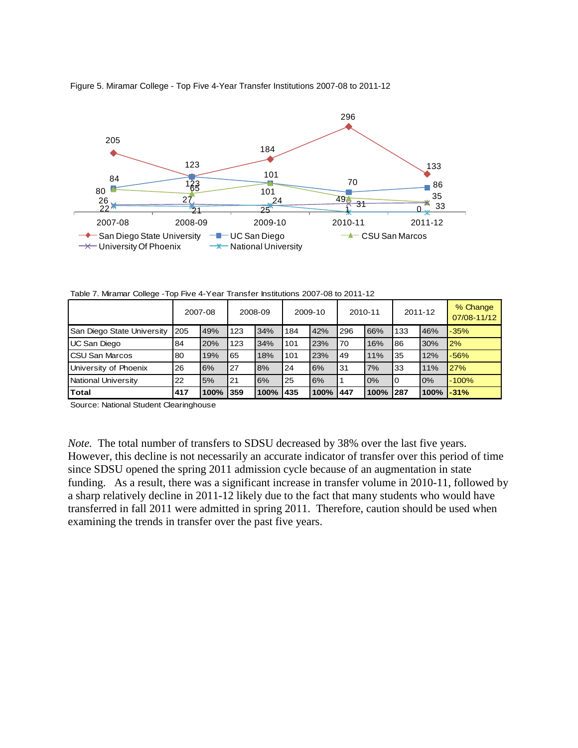Figure 5. Miramar College - Top Five 4-Year Transfer Institutions 2007-08 to 2011-12

205
123
184
296
133
84
123
101
70
86
80
65
101
49
35
26
27
24
31
33
22
21
25
1
0

2007-08
2008-09
2009-10
2010-11
2011-12

San Diego State University
UC San Diego
CSU San Marcos
University Of Phoenix
National University

Table 7. Miramar College -Top Five 4-Year Transfer Institutions 2007-08 to 2011-12

| | 2007-08 | | 2008-09 | | 2009-10 | | 2010-11 | | 2011-12 | | % Change 07/08-11/12 |
|---|---|---|---|---|---|---|---|---|---|---|---|
| San Diego State University | 205 | 49% | 123 | 34% | 184 | 42% | 296 | 66% | 133 | 46% | -35% |
| UC San Diego | 84 | 20% | 123 | 34% | 101 | 23% | 70 | 16% | 86 | 30% | 2% |
| CSU San Marcos | 80 | 19% | 65 | 18% | 101 | 23% | 49 | 11% | 35 | 12% | -56% |
| University of Phoenix | 26 | 6% | 27 | 8% | 24 | 6% | 31 | 7% | 33 | 11% | 27% |
| National University | 22 | 5% | 21 | 6% | 25 | 6% | 1 | 0% | 0 | 0% | -100% |
| **Total** | **417** | **100%** | **359** | **100%** | **435** | **100%** | **447** | **100%** | **287** | **100%** | **-31%** |

Source: National Student Clearinghouse

*Note.* The total number of transfers to SDSU decreased by 38% over the last five years. However, this decline is not necessarily an accurate indicator of transfer over this period of time since SDSU opened the spring 2011 admission cycle because of an augmentation in state funding. As a result, there was a significant increase in transfer volume in 2010-11, followed by a sharp relatively decline in 2011-12 likely due to the fact that many students who would have transferred in fall 2011 were admitted in spring 2011. Therefore, caution should be used when examining the trends in transfer over the past five years.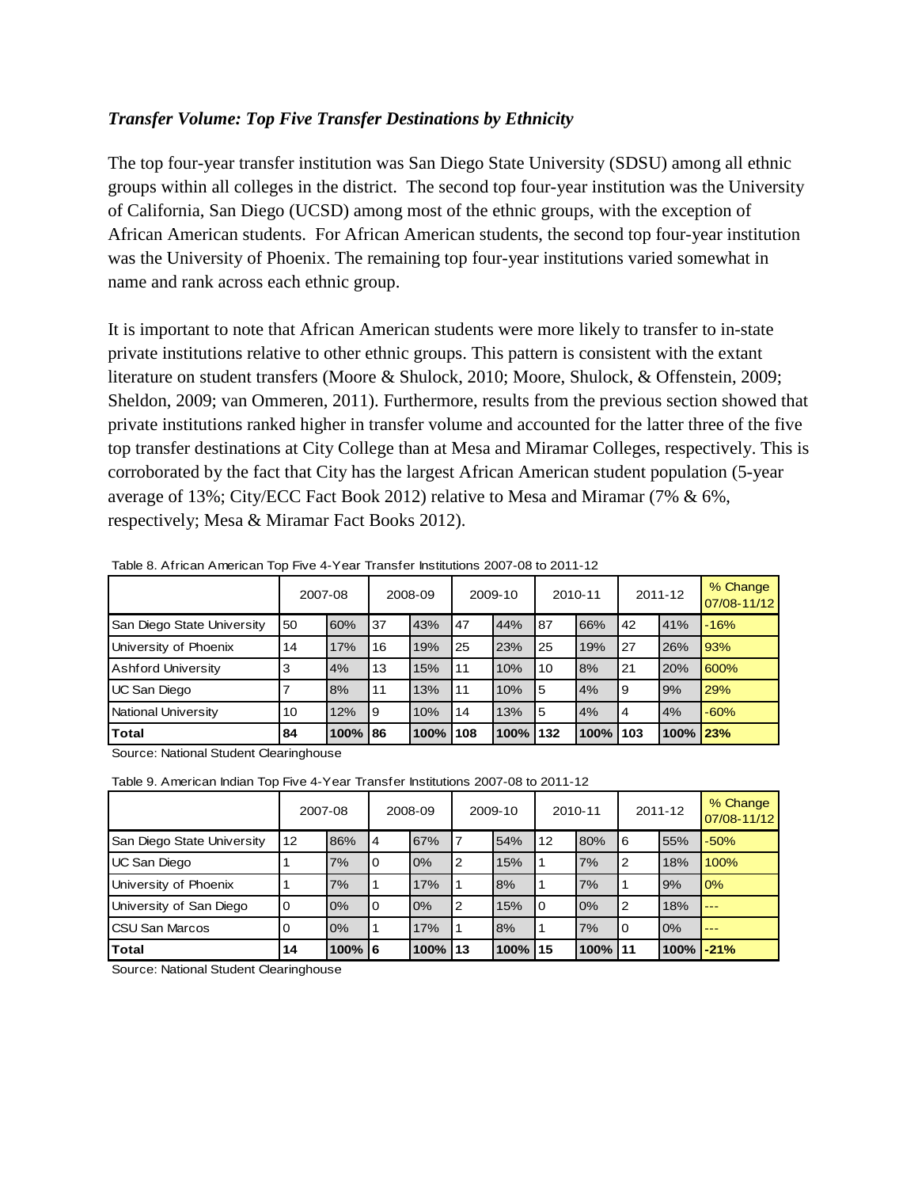### *Transfer Volume: Top Five Transfer Destinations by Ethnicity*

The top four-year transfer institution was San Diego State University (SDSU) among all ethnic groups within all colleges in the district. The second top four-year institution was the University of California, San Diego (UCSD) among most of the ethnic groups, with the exception of African American students. For African American students, the second top four-year institution was the University of Phoenix. The remaining top four-year institutions varied somewhat in name and rank across each ethnic group.

It is important to note that African American students were more likely to transfer to in-state private institutions relative to other ethnic groups. This pattern is consistent with the extant literature on student transfers (Moore & Shulock, 2010; Moore, Shulock, & Offenstein, 2009; Sheldon, 2009; van Ommeren, 2011). Furthermore, results from the previous section showed that private institutions ranked higher in transfer volume and accounted for the latter three of the five top transfer destinations at City College than at Mesa and Miramar Colleges, respectively. This is corroborated by the fact that City has the largest African American student population (5-year average of 13%; City/ECC Fact Book 2012) relative to Mesa and Miramar (7% & 6%, respectively; Mesa & Miramar Fact Books 2012).

Table 8. African American Top Five 4-Year Transfer Institutions 2007-08 to 2011-12

| | 2007-08 | | 2008-09 | | 2009-10 | | 2010-11 | | 2011-12 | | % Change 07/08-11/12 |
|---|---|---|---|---|---|---|---|---|---|---|---|
| San Diego State University | 50 | 60% | 37 | 43% | 47 | 44% | 87 | 66% | 42 | 41% | -16% |
| University of Phoenix | 14 | 17% | 16 | 19% | 25 | 23% | 25 | 19% | 27 | 26% | 93% |
| Ashford University | 3 | 4% | 13 | 15% | 11 | 10% | 10 | 8% | 21 | 20% | 600% |
| UC San Diego | 7 | 8% | 11 | 13% | 11 | 10% | 5 | 4% | 9 | 9% | 29% |
| National University | 10 | 12% | 9 | 10% | 14 | 13% | 5 | 4% | 4 | 4% | -60% |
| **Total** | **84** | **100%** | **86** | **100%** | **108** | **100%** | **132** | **100%** | **103** | **100%** | **23%** |

Source: National Student Clearinghouse

Table 9. American Indian Top Five 4-Year Transfer Institutions 2007-08 to 2011-12

| | 2007-08 | | 2008-09 | | 2009-10 | | 2010-11 | | 2011-12 | | % Change 07/08-11/12 |
|---|---|---|---|---|---|---|---|---|---|---|---|
| San Diego State University | 12 | 86% | 4 | 67% | 7 | 54% | 12 | 80% | 6 | 55% | -50% |
| UC San Diego | 1 | 7% | 0 | 0% | 2 | 15% | 1 | 7% | 2 | 18% | 100% |
| University of Phoenix | 1 | 7% | 1 | 17% | 1 | 8% | 1 | 7% | 1 | 9% | 0% |
| University of San Diego | 0 | 0% | 0 | 0% | 2 | 15% | 0 | 0% | 2 | 18% | --- |
| CSU San Marcos | 0 | 0% | 1 | 17% | 1 | 8% | 1 | 7% | 0 | 0% | --- |
| **Total** | **14** | **100%** | **6** | **100%** | **13** | **100%** | **15** | **100%** | **11** | **100%** | **-21%** |

Source: National Student Clearinghouse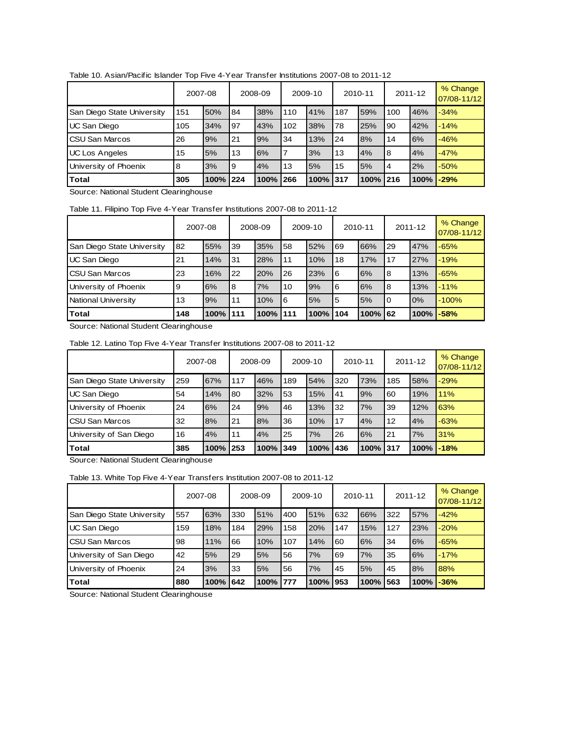Table 10. Asian/Pacific Islander Top Five 4-Year Transfer Institutions 2007-08 to 2011-12

| | 2007-08 | | 2008-09 | | 2009-10 | | 2010-11 | | 2011-12 | | % Change 07/08-11/12 |
|---|---|---|---|---|---|---|---|---|---|---|---|
| San Diego State University | 151 | 50% | 84 | 38% | 110 | 41% | 187 | 59% | 100 | 46% | -34% |
| UC San Diego | 105 | 34% | 97 | 43% | 102 | 38% | 78 | 25% | 90 | 42% | -14% |
| CSU San Marcos | 26 | 9% | 21 | 9% | 34 | 13% | 24 | 8% | 14 | 6% | -46% |
| UC Los Angeles | 15 | 5% | 13 | 6% | 7 | 3% | 13 | 4% | 8 | 4% | -47% |
| University of Phoenix | 8 | 3% | 9 | 4% | 13 | 5% | 15 | 5% | 4 | 2% | -50% |
| **Total** | **305** | **100%** | **224** | **100%** | **266** | **100%** | **317** | **100%** | **216** | **100%** | **-29%** |

Source: National Student Clearinghouse

Table 11. Filipino Top Five 4-Year Transfer Institutions 2007-08 to 2011-12

| | 2007-08 | | 2008-09 | | 2009-10 | | 2010-11 | | 2011-12 | | % Change 07/08-11/12 |
|---|---|---|---|---|---|---|---|---|---|---|---|
| San Diego State University | 82 | 55% | 39 | 35% | 58 | 52% | 69 | 66% | 29 | 47% | -65% |
| UC San Diego | 21 | 14% | 31 | 28% | 11 | 10% | 18 | 17% | 17 | 27% | -19% |
| CSU San Marcos | 23 | 16% | 22 | 20% | 26 | 23% | 6 | 6% | 8 | 13% | -65% |
| University of Phoenix | 9 | 6% | 8 | 7% | 10 | 9% | 6 | 6% | 8 | 13% | -11% |
| National University | 13 | 9% | 11 | 10% | 6 | 5% | 5 | 5% | 0 | 0% | -100% |
| **Total** | **148** | **100%** | **111** | **100%** | **111** | **100%** | **104** | **100%** | **62** | **100%** | **-58%** |

Source: National Student Clearinghouse

Table 12. Latino Top Five 4-Year Transfer Institutions 2007-08 to 2011-12

| | 2007-08 | | 2008-09 | | 2009-10 | | 2010-11 | | 2011-12 | | % Change 07/08-11/12 |
|---|---|---|---|---|---|---|---|---|---|---|---|
| San Diego State University | 259 | 67% | 117 | 46% | 189 | 54% | 320 | 73% | 185 | 58% | -29% |
| UC San Diego | 54 | 14% | 80 | 32% | 53 | 15% | 41 | 9% | 60 | 19% | 11% |
| University of Phoenix | 24 | 6% | 24 | 9% | 46 | 13% | 32 | 7% | 39 | 12% | 63% |
| CSU San Marcos | 32 | 8% | 21 | 8% | 36 | 10% | 17 | 4% | 12 | 4% | -63% |
| University of San Diego | 16 | 4% | 11 | 4% | 25 | 7% | 26 | 6% | 21 | 7% | 31% |
| **Total** | **385** | **100%** | **253** | **100%** | **349** | **100%** | **436** | **100%** | **317** | **100%** | **-18%** |

Source: National Student Clearinghouse

Table 13. White Top Five 4-Year Transfers Institution 2007-08 to 2011-12

| | 2007-08 | | 2008-09 | | 2009-10 | | 2010-11 | | 2011-12 | | % Change 07/08-11/12 |
|---|---|---|---|---|---|---|---|---|---|---|---|
| San Diego State University | 557 | 63% | 330 | 51% | 400 | 51% | 632 | 66% | 322 | 57% | -42% |
| UC San Diego | 159 | 18% | 184 | 29% | 158 | 20% | 147 | 15% | 127 | 23% | -20% |
| CSU San Marcos | 98 | 11% | 66 | 10% | 107 | 14% | 60 | 6% | 34 | 6% | -65% |
| University of San Diego | 42 | 5% | 29 | 5% | 56 | 7% | 69 | 7% | 35 | 6% | -17% |
| University of Phoenix | 24 | 3% | 33 | 5% | 56 | 7% | 45 | 5% | 45 | 8% | 88% |
| **Total** | **880** | **100%** | **642** | **100%** | **777** | **100%** | **953** | **100%** | **563** | **100%** | **-36%** |

Source: National Student Clearinghouse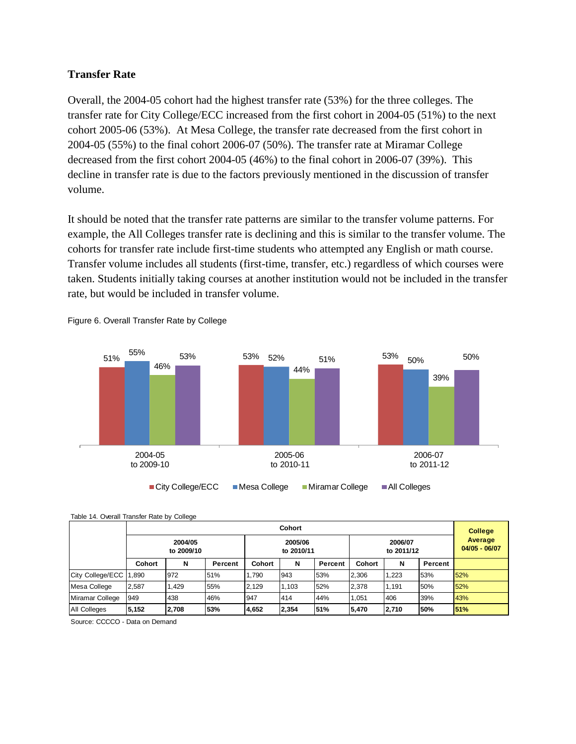## Transfer Rate

Overall, the 2004-05 cohort had the highest transfer rate (53%) for the three colleges. The transfer rate for City College/ECC increased from the first cohort in 2004-05 (51%) to the next cohort 2005-06 (53%). At Mesa College, the transfer rate decreased from the first cohort in 2004-05 (55%) to the final cohort 2006-07 (50%). The transfer rate at Miramar College decreased from the first cohort 2004-05 (46%) to the final cohort in 2006-07 (39%). This decline in transfer rate is due to the factors previously mentioned in the discussion of transfer volume.

It should be noted that the transfer rate patterns are similar to the transfer volume patterns. For example, the All Colleges transfer rate is declining and this is similar to the transfer volume. The cohorts for transfer rate include first-time students who attempted any English or math course. Transfer volume includes all students (first-time, transfer, etc.) regardless of which courses were taken. Students initially taking courses at another institution would not be included in the transfer rate, but would be included in transfer volume.

Figure 6. Overall Transfer Rate by College

51% 55% 46% 53%
2004-05 to 2009-10

53% 52% 44% 51%
2005-06 to 2010-11

53% 50% 39% 50%
2006-07 to 2011-12

City College/ECC  Mesa College  Miramar College  All Colleges

Table 14. Overall Transfer Rate by College

| | Cohort | | | | | | | | | College Average |
|---|---|---|---|---|---|---|---|---|---|---|
| | 2004/05 to 2009/10 | | | 2005/06 to 2010/11 | | | 2006/07 to 2011/12 | | | 04/05 - 06/07 |
| | Cohort | N | Percent | Cohort | N | Percent | Cohort | N | Percent | |
| City College/ECC | 1,890 | 972 | 51% | 1,790 | 943 | 53% | 2,306 | 1,223 | 53% | 52% |
| Mesa College | 2,587 | 1,429 | 55% | 2,129 | 1,103 | 52% | 2,378 | 1,191 | 50% | 52% |
| Miramar College | 949 | 438 | 46% | 947 | 414 | 44% | 1,051 | 406 | 39% | 43% |
| All Colleges | **5,152** | **2,708** | **53%** | **4,652** | **2,354** | **51%** | **5,470** | **2,710** | **50%** | **51%** |

Source: CCCCO - Data on Demand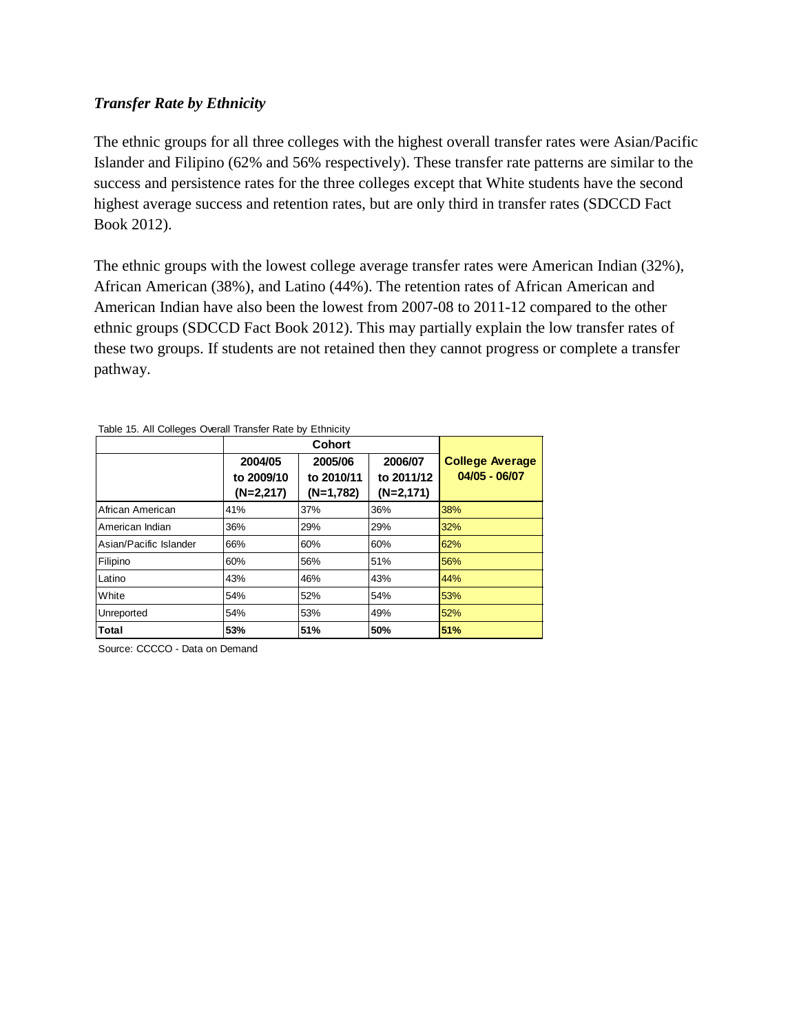### *Transfer Rate by Ethnicity*

The ethnic groups for all three colleges with the highest overall transfer rates were Asian/Pacific Islander and Filipino (62% and 56% respectively). These transfer rate patterns are similar to the success and persistence rates for the three colleges except that White students have the second highest average success and retention rates, but are only third in transfer rates (SDCCD Fact Book 2012).

The ethnic groups with the lowest college average transfer rates were American Indian (32%), African American (38%), and Latino (44%). The retention rates of African American and American Indian have also been the lowest from 2007-08 to 2011-12 compared to the other ethnic groups (SDCCD Fact Book 2012). This may partially explain the low transfer rates of these two groups. If students are not retained then they cannot progress or complete a transfer pathway.

Table 15. All Colleges Overall Transfer Rate by Ethnicity

| | Cohort | | | |
|---|---|---|---|---|
| | **2004/05 to 2009/10 (N=2,217)** | **2005/06 to 2010/11 (N=1,782)** | **2006/07 to 2011/12 (N=2,171)** | **College Average 04/05 - 06/07** |
| African American | 41% | 37% | 36% | 38% |
| American Indian | 36% | 29% | 29% | 32% |
| Asian/Pacific Islander | 66% | 60% | 60% | 62% |
| Filipino | 60% | 56% | 51% | 56% |
| Latino | 43% | 46% | 43% | 44% |
| White | 54% | 52% | 54% | 53% |
| Unreported | 54% | 53% | 49% | 52% |
| **Total** | **53%** | **51%** | **50%** | **51%** |

Source: CCCCO - Data on Demand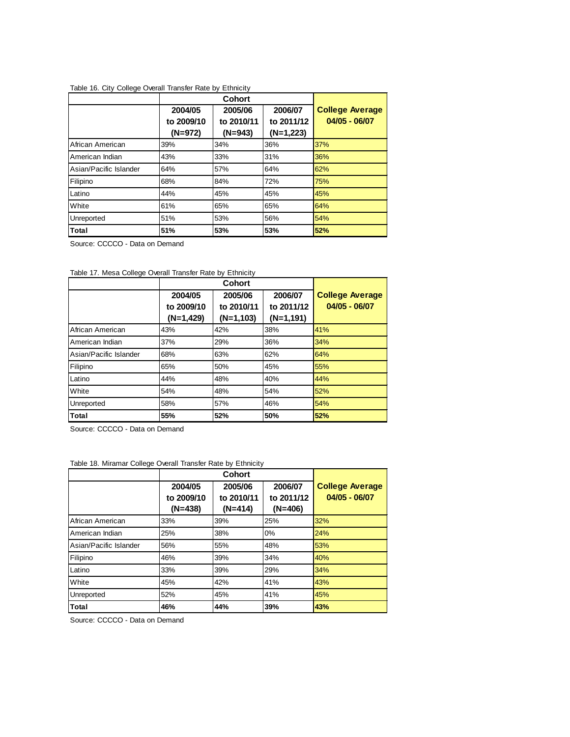Table 16. City College Overall Transfer Rate by Ethnicity

| | Cohort | | | |
|---|---|---|---|---|
| | 2004/05 to 2009/10 (N=972) | 2005/06 to 2010/11 (N=943) | 2006/07 to 2011/12 (N=1,223) | College Average 04/05 - 06/07 |
| African American | 39% | 34% | 36% | 37% |
| American Indian | 43% | 33% | 31% | 36% |
| Asian/Pacific Islander | 64% | 57% | 64% | 62% |
| Filipino | 68% | 84% | 72% | 75% |
| Latino | 44% | 45% | 45% | 45% |
| White | 61% | 65% | 65% | 64% |
| Unreported | 51% | 53% | 56% | 54% |
| **Total** | **51%** | **53%** | **53%** | **52%** |

Source: CCCCO - Data on Demand

Table 17. Mesa College Overall Transfer Rate by Ethnicity

| | Cohort | | | |
|---|---|---|---|---|
| | 2004/05 to 2009/10 (N=1,429) | 2005/06 to 2010/11 (N=1,103) | 2006/07 to 2011/12 (N=1,191) | College Average 04/05 - 06/07 |
| African American | 43% | 42% | 38% | 41% |
| American Indian | 37% | 29% | 36% | 34% |
| Asian/Pacific Islander | 68% | 63% | 62% | 64% |
| Filipino | 65% | 50% | 45% | 55% |
| Latino | 44% | 48% | 40% | 44% |
| White | 54% | 48% | 54% | 52% |
| Unreported | 58% | 57% | 46% | 54% |
| **Total** | **55%** | **52%** | **50%** | **52%** |

Source: CCCCO - Data on Demand

Table 18. Miramar College Overall Transfer Rate by Ethnicity

| | Cohort | | | |
|---|---|---|---|---|
| | 2004/05 to 2009/10 (N=438) | 2005/06 to 2010/11 (N=414) | 2006/07 to 2011/12 (N=406) | College Average 04/05 - 06/07 |
| African American | 33% | 39% | 25% | 32% |
| American Indian | 25% | 38% | 0% | 24% |
| Asian/Pacific Islander | 56% | 55% | 48% | 53% |
| Filipino | 46% | 39% | 34% | 40% |
| Latino | 33% | 39% | 29% | 34% |
| White | 45% | 42% | 41% | 43% |
| Unreported | 52% | 45% | 41% | 45% |
| **Total** | **46%** | **44%** | **39%** | **43%** |

Source: CCCCO - Data on Demand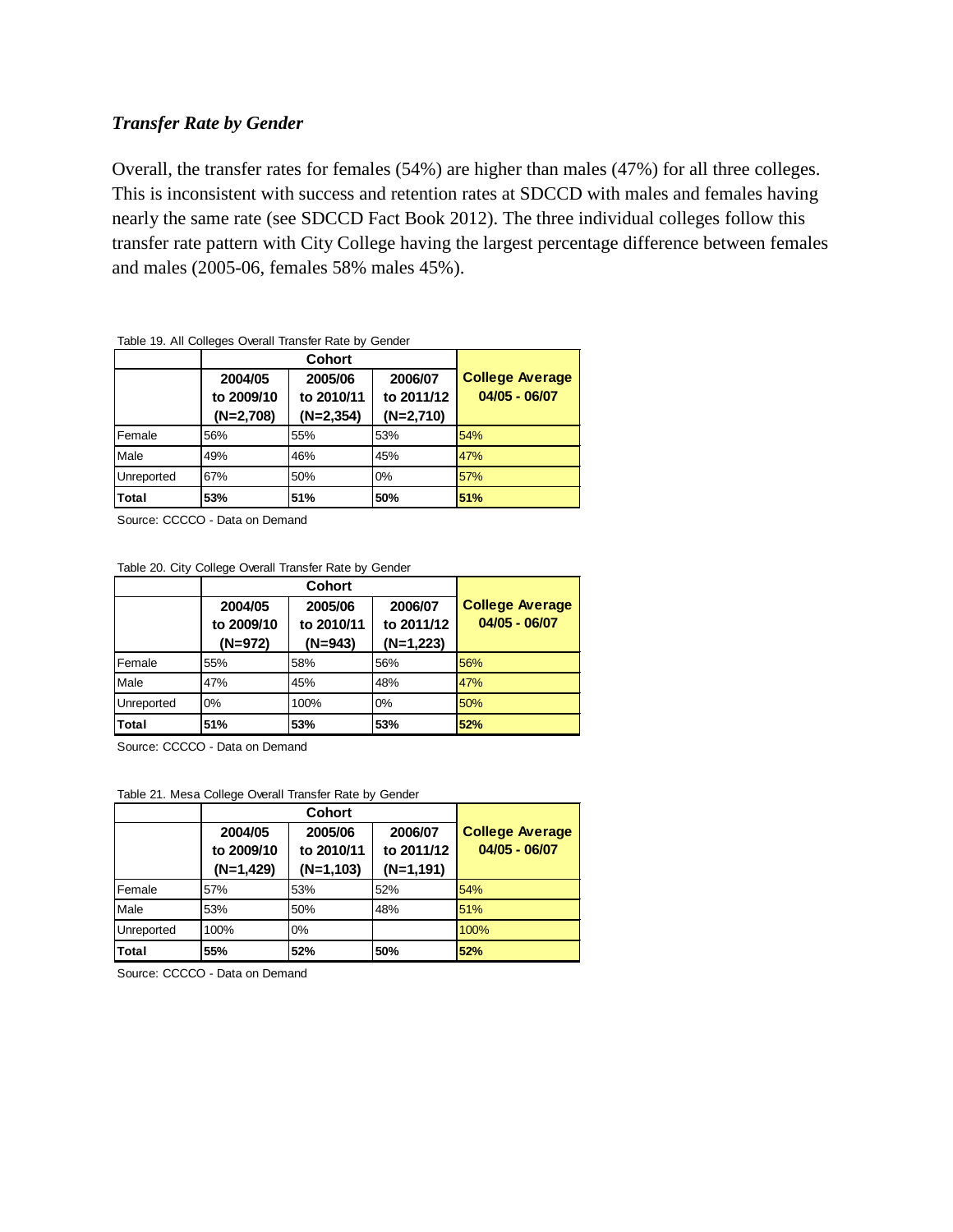### *Transfer Rate by Gender*

Overall, the transfer rates for females (54%) are higher than males (47%) for all three colleges. This is inconsistent with success and retention rates at SDCCD with males and females having nearly the same rate (see SDCCD Fact Book 2012). The three individual colleges follow this transfer rate pattern with City College having the largest percentage difference between females and males (2005-06, females 58% males 45%).

Table 19. All Colleges Overall Transfer Rate by Gender

| | Cohort | | | College Average 04/05 - 06/07 |
|---|---|---|---|---|
| | 2004/05 to 2009/10 (N=2,708) | 2005/06 to 2010/11 (N=2,354) | 2006/07 to 2011/12 (N=2,710) | |
| Female | 56% | 55% | 53% | 54% |
| Male | 49% | 46% | 45% | 47% |
| Unreported | 67% | 50% | 0% | 57% |
| **Total** | **53%** | **51%** | **50%** | **51%** |

Source: CCCCO - Data on Demand

Table 20. City College Overall Transfer Rate by Gender

| | Cohort | | | College Average 04/05 - 06/07 |
|---|---|---|---|---|
| | 2004/05 to 2009/10 (N=972) | 2005/06 to 2010/11 (N=943) | 2006/07 to 2011/12 (N=1,223) | |
| Female | 55% | 58% | 56% | 56% |
| Male | 47% | 45% | 48% | 47% |
| Unreported | 0% | 100% | 0% | 50% |
| **Total** | **51%** | **53%** | **53%** | **52%** |

Source: CCCCO - Data on Demand

Table 21. Mesa College Overall Transfer Rate by Gender

| | Cohort | | | College Average 04/05 - 06/07 |
|---|---|---|---|---|
| | 2004/05 to 2009/10 (N=1,429) | 2005/06 to 2010/11 (N=1,103) | 2006/07 to 2011/12 (N=1,191) | |
| Female | 57% | 53% | 52% | 54% |
| Male | 53% | 50% | 48% | 51% |
| Unreported | 100% | 0% | | 100% |
| **Total** | **55%** | **52%** | **50%** | **52%** |

Source: CCCCO - Data on Demand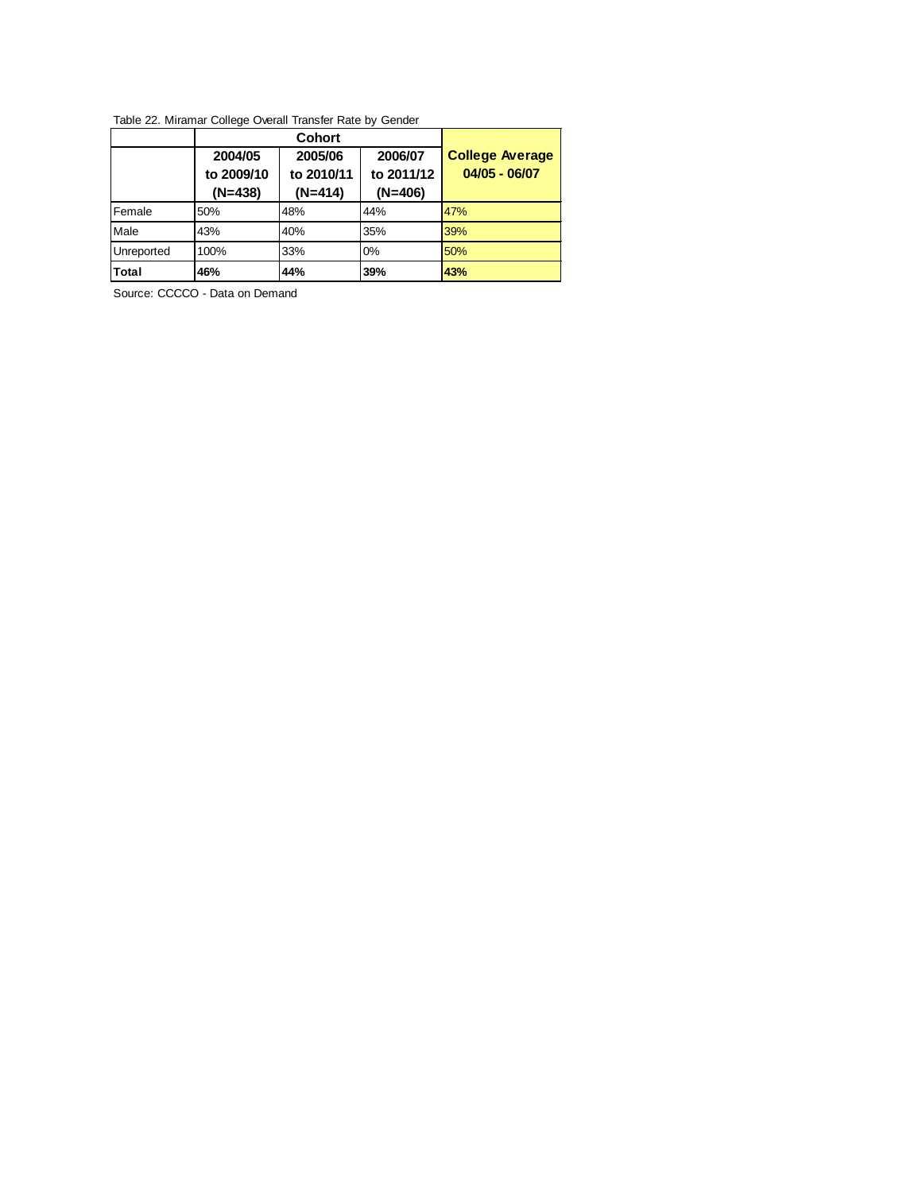Table 22. Miramar College Overall Transfer Rate by Gender

| | Cohort | | | College Average 04/05 - 06/07 |
|---|---|---|---|---|
| | 2004/05 to 2009/10 (N=438) | 2005/06 to 2010/11 (N=414) | 2006/07 to 2011/12 (N=406) | |
| Female | 50% | 48% | 44% | 47% |
| Male | 43% | 40% | 35% | 39% |
| Unreported | 100% | 33% | 0% | 50% |
| **Total** | **46%** | **44%** | **39%** | **43%** |

Source: CCCCO - Data on Demand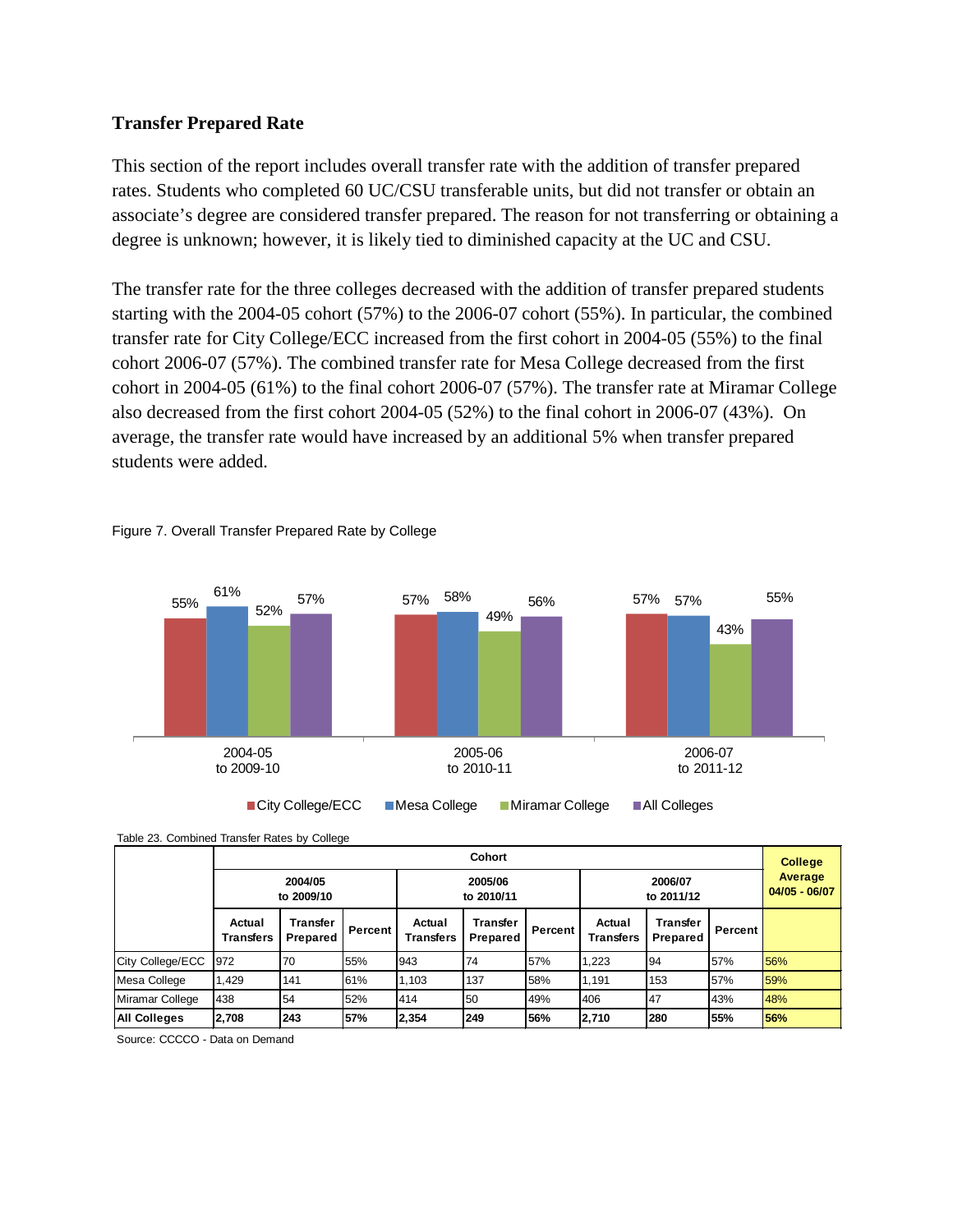## Transfer Prepared Rate

This section of the report includes overall transfer rate with the addition of transfer prepared rates. Students who completed 60 UC/CSU transferable units, but did not transfer or obtain an associate's degree are considered transfer prepared. The reason for not transferring or obtaining a degree is unknown; however, it is likely tied to diminished capacity at the UC and CSU.

The transfer rate for the three colleges decreased with the addition of transfer prepared students starting with the 2004-05 cohort (57%) to the 2006-07 cohort (55%). In particular, the combined transfer rate for City College/ECC increased from the first cohort in 2004-05 (55%) to the final cohort 2006-07 (57%). The combined transfer rate for Mesa College decreased from the first cohort in 2004-05 (61%) to the final cohort 2006-07 (57%). The transfer rate at Miramar College also decreased from the first cohort 2004-05 (52%) to the final cohort in 2006-07 (43%). On average, the transfer rate would have increased by an additional 5% when transfer prepared students were added.

Figure 7. Overall Transfer Prepared Rate by College

2004-05 to 2009-10: 55% 61% 52% 57%

2005-06 to 2010-11: 57% 58% 49% 56%

2006-07 to 2011-12: 57% 57% 43% 55%

City College/ECC | Mesa College | Miramar College | All Colleges

Table 23. Combined Transfer Rates by College

| | Cohort | | | | | | | | | College Average 04/05 - 06/07 |
|---|---|---|---|---|---|---|---|---|---|---|
| | 2004/05 to 2009/10 | | | 2005/06 to 2010/11 | | | 2006/07 to 2011/12 | | | |
| | Actual Transfers | Transfer Prepared | Percent | Actual Transfers | Transfer Prepared | Percent | Actual Transfers | Transfer Prepared | Percent | |
| City College/ECC | 972 | 70 | 55% | 943 | 74 | 57% | 1,223 | 94 | 57% | 56% |
| Mesa College | 1,429 | 141 | 61% | 1,103 | 137 | 58% | 1,191 | 153 | 57% | 59% |
| Miramar College | 438 | 54 | 52% | 414 | 50 | 49% | 406 | 47 | 43% | 48% |
| **All Colleges** | **2,708** | **243** | **57%** | **2,354** | **249** | **56%** | **2,710** | **280** | **55%** | **56%** |

Source: CCCCO - Data on Demand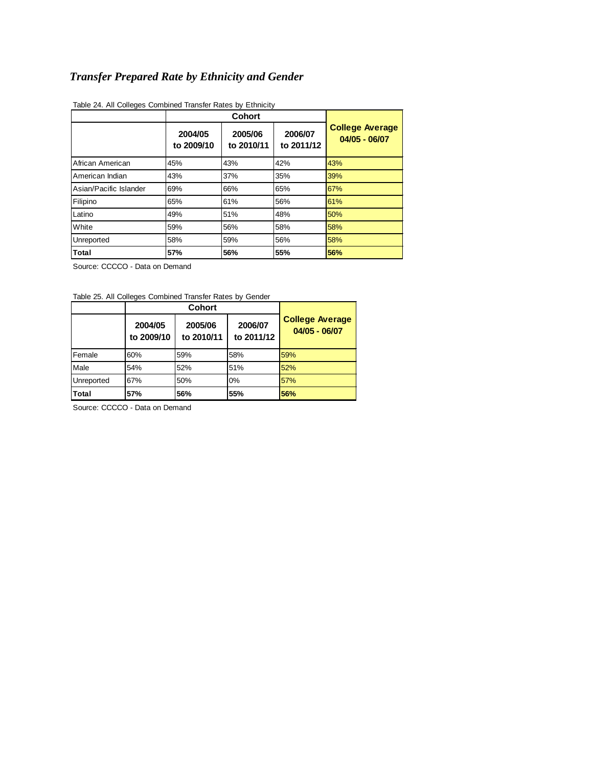## *Transfer Prepared Rate by Ethnicity and Gender*

Table 24. All Colleges Combined Transfer Rates by Ethnicity

| | Cohort | | | College Average 04/05 - 06/07 |
|---|---|---|---|---|
| | 2004/05 to 2009/10 | 2005/06 to 2010/11 | 2006/07 to 2011/12 | |
| African American | 45% | 43% | 42% | 43% |
| American Indian | 43% | 37% | 35% | 39% |
| Asian/Pacific Islander | 69% | 66% | 65% | 67% |
| Filipino | 65% | 61% | 56% | 61% |
| Latino | 49% | 51% | 48% | 50% |
| White | 59% | 56% | 58% | 58% |
| Unreported | 58% | 59% | 56% | 58% |
| **Total** | **57%** | **56%** | **55%** | **56%** |

Source: CCCCO - Data on Demand

Table 25. All Colleges Combined Transfer Rates by Gender

| | Cohort | | | College Average 04/05 - 06/07 |
|---|---|---|---|---|
| | 2004/05 to 2009/10 | 2005/06 to 2010/11 | 2006/07 to 2011/12 | |
| Female | 60% | 59% | 58% | 59% |
| Male | 54% | 52% | 51% | 52% |
| Unreported | 67% | 50% | 0% | 57% |
| **Total** | **57%** | **56%** | **55%** | **56%** |

Source: CCCCO - Data on Demand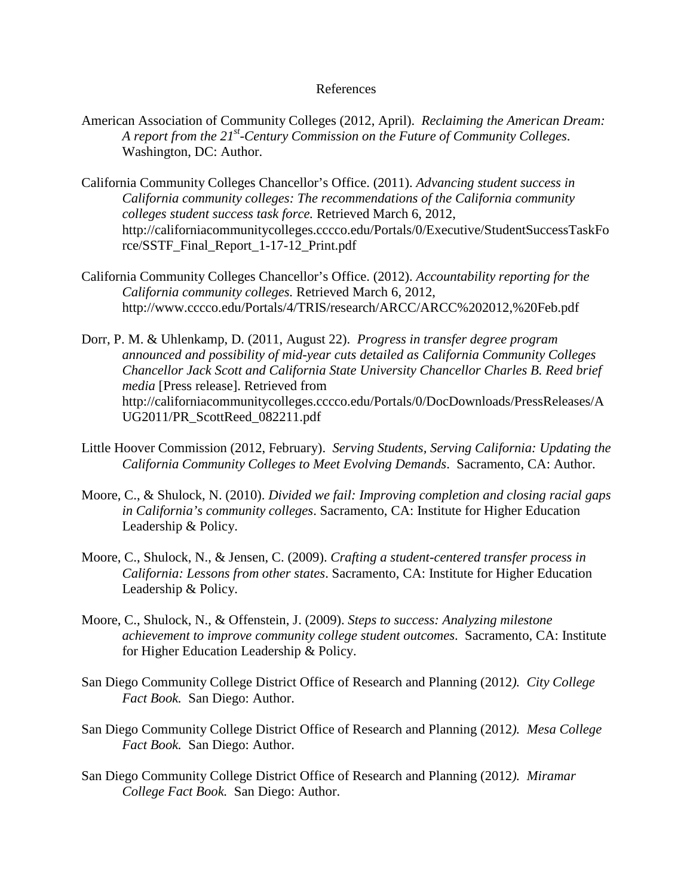# References

American Association of Community Colleges (2012, April). *Reclaiming the American Dream: A report from the 21st-Century Commission on the Future of Community Colleges*. Washington, DC: Author.

California Community Colleges Chancellor's Office. (2011). *Advancing student success in California community colleges: The recommendations of the California community colleges student success task force.* Retrieved March 6, 2012, http://californiacommunitycolleges.cccco.edu/Portals/0/Executive/StudentSuccessTaskForce/SSTF_Final_Report_1-17-12_Print.pdf

California Community Colleges Chancellor's Office. (2012). *Accountability reporting for the California community colleges.* Retrieved March 6, 2012, http://www.cccco.edu/Portals/4/TRIS/research/ARCC/ARCC%202012,%20Feb.pdf

Dorr, P. M. & Uhlenkamp, D. (2011, August 22). *Progress in transfer degree program announced and possibility of mid-year cuts detailed as California Community Colleges Chancellor Jack Scott and California State University Chancellor Charles B. Reed brief media* [Press release]. Retrieved from http://californiacommunitycolleges.cccco.edu/Portals/0/DocDownloads/PressReleases/AUG2011/PR_ScottReed_082211.pdf

Little Hoover Commission (2012, February). *Serving Students, Serving California: Updating the California Community Colleges to Meet Evolving Demands*. Sacramento, CA: Author.

Moore, C., & Shulock, N. (2010). *Divided we fail: Improving completion and closing racial gaps in California's community colleges*. Sacramento, CA: Institute for Higher Education Leadership & Policy.

Moore, C., Shulock, N., & Jensen, C. (2009). *Crafting a student-centered transfer process in California: Lessons from other states*. Sacramento, CA: Institute for Higher Education Leadership & Policy.

Moore, C., Shulock, N., & Offenstein, J. (2009). *Steps to success: Analyzing milestone achievement to improve community college student outcomes*. Sacramento, CA: Institute for Higher Education Leadership & Policy.

San Diego Community College District Office of Research and Planning (2012). *City College Fact Book.* San Diego: Author.

San Diego Community College District Office of Research and Planning (2012). *Mesa College Fact Book.* San Diego: Author.

San Diego Community College District Office of Research and Planning (2012). *Miramar College Fact Book.* San Diego: Author.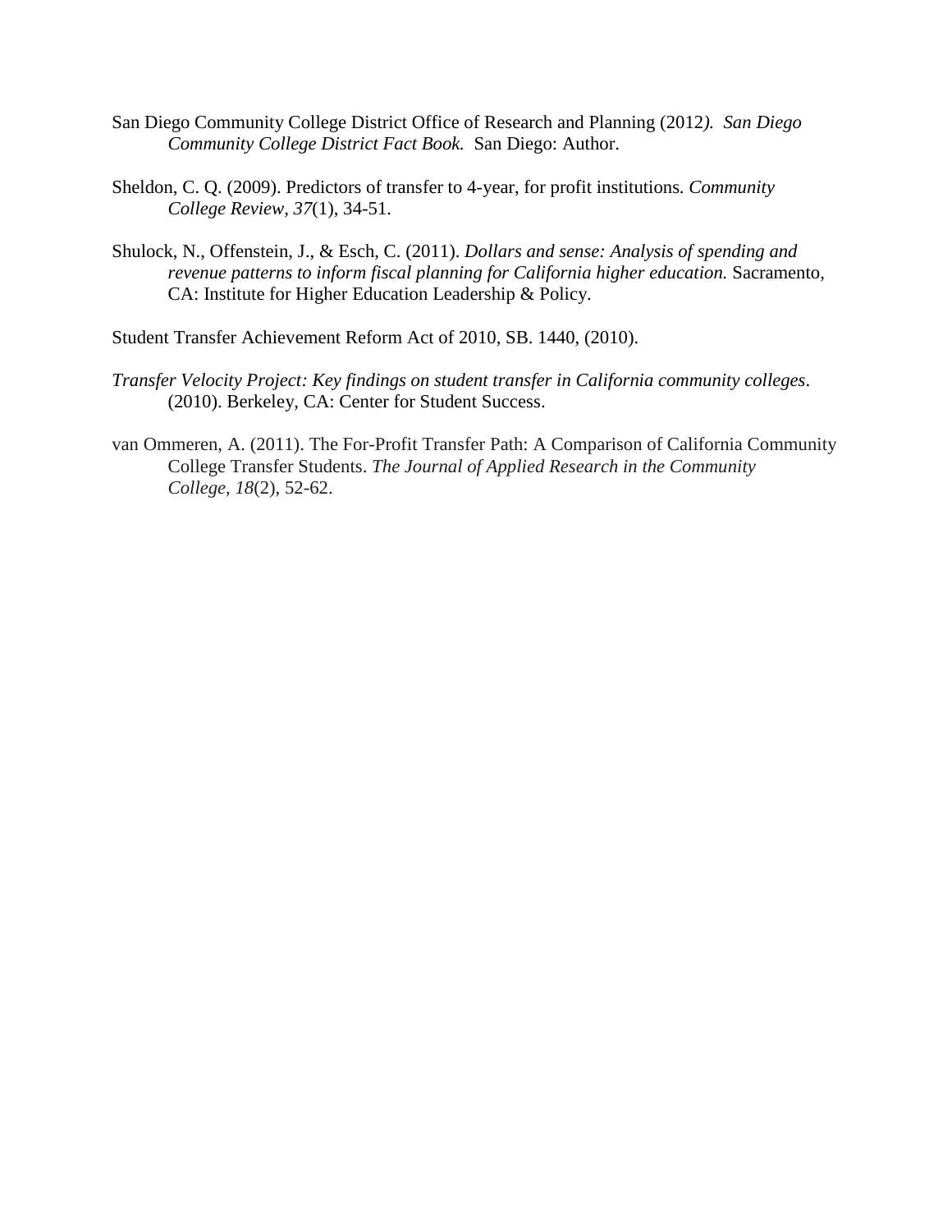San Diego Community College District Office of Research and Planning (2012*). San Diego Community College District Fact Book.* San Diego: Author.

Sheldon, C. Q. (2009). Predictors of transfer to 4-year, for profit institutions. *Community College Review*, *37*(1), 34-51.

Shulock, N., Offenstein, J., & Esch, C. (2011). *Dollars and sense: Analysis of spending and revenue patterns to inform fiscal planning for California higher education.* Sacramento, CA: Institute for Higher Education Leadership & Policy.

Student Transfer Achievement Reform Act of 2010, SB. 1440, (2010).

*Transfer Velocity Project: Key findings on student transfer in California community colleges*. (2010). Berkeley, CA: Center for Student Success.

van Ommeren, A. (2011). The For-Profit Transfer Path: A Comparison of California Community College Transfer Students. *The Journal of Applied Research in the Community College*, *18*(2), 52-62.